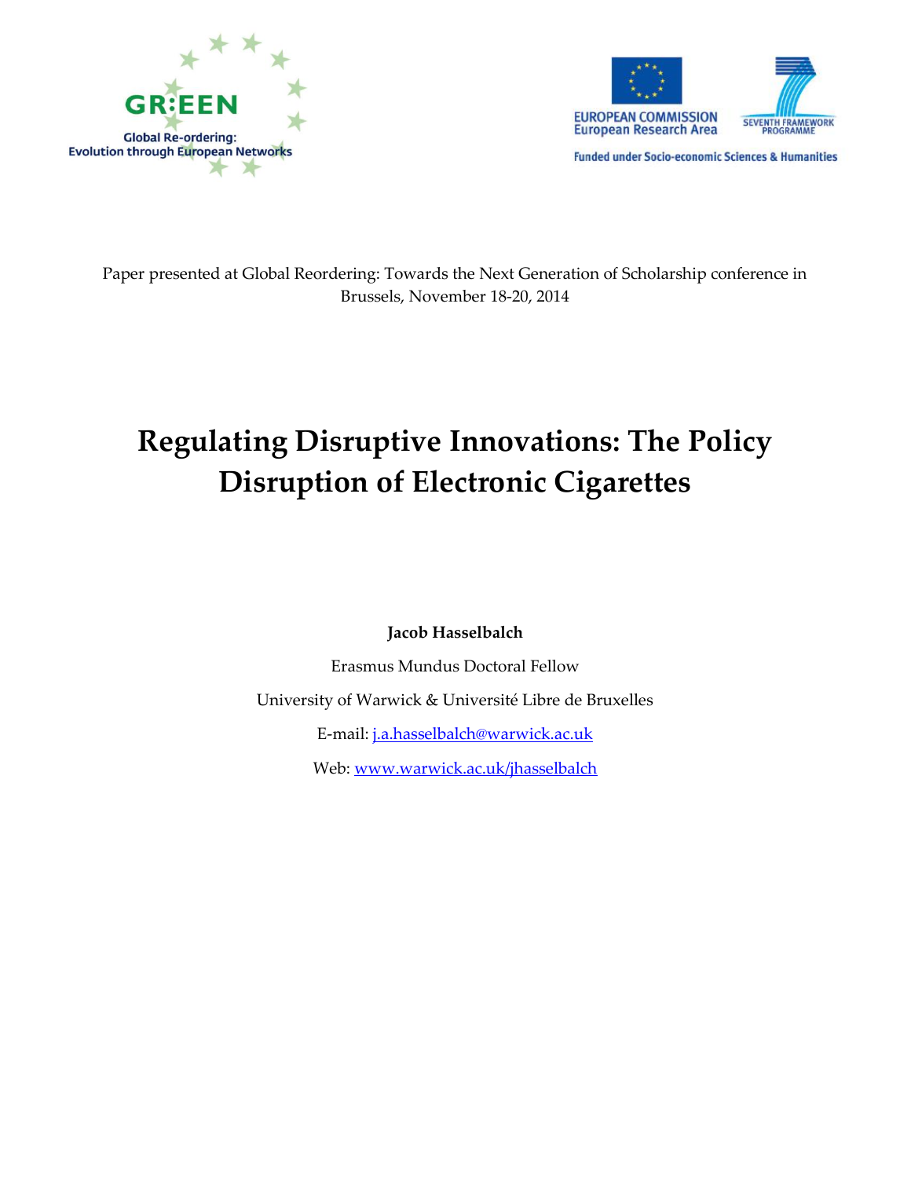GR:EEN

Global Re-ordering: Evolution through European Networks

EUROPEAN COMMISSION
European Research Area

SEVENTH FRAMEWORK PROGRAMME

Funded under Socio-economic Sciences & Humanities

Paper presented at Global Reordering: Towards the Next Generation of Scholarship conference in Brussels, November 18-20, 2014

# Regulating Disruptive Innovations: The Policy Disruption of Electronic Cigarettes

**Jacob Hasselbalch**

Erasmus Mundus Doctoral Fellow

University of Warwick & Université Libre de Bruxelles

E-mail: j.a.hasselbalch@warwick.ac.uk

Web: www.warwick.ac.uk/jhasselbalch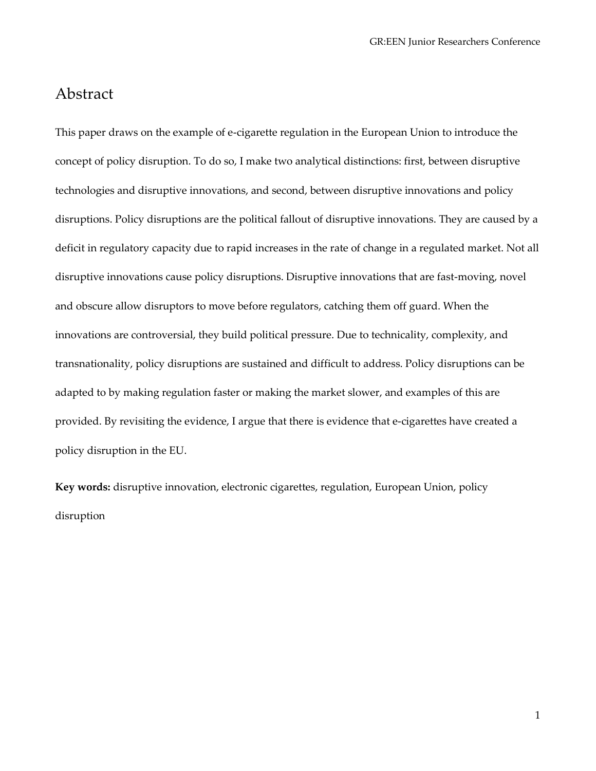## Abstract

This paper draws on the example of e-cigarette regulation in the European Union to introduce the concept of policy disruption. To do so, I make two analytical distinctions: first, between disruptive technologies and disruptive innovations, and second, between disruptive innovations and policy disruptions. Policy disruptions are the political fallout of disruptive innovations. They are caused by a deficit in regulatory capacity due to rapid increases in the rate of change in a regulated market. Not all disruptive innovations cause policy disruptions. Disruptive innovations that are fast-moving, novel and obscure allow disruptors to move before regulators, catching them off guard. When the innovations are controversial, they build political pressure. Due to technicality, complexity, and transnationality, policy disruptions are sustained and difficult to address. Policy disruptions can be adapted to by making regulation faster or making the market slower, and examples of this are provided. By revisiting the evidence, I argue that there is evidence that e-cigarettes have created a policy disruption in the EU.

**Key words:** disruptive innovation, electronic cigarettes, regulation, European Union, policy disruption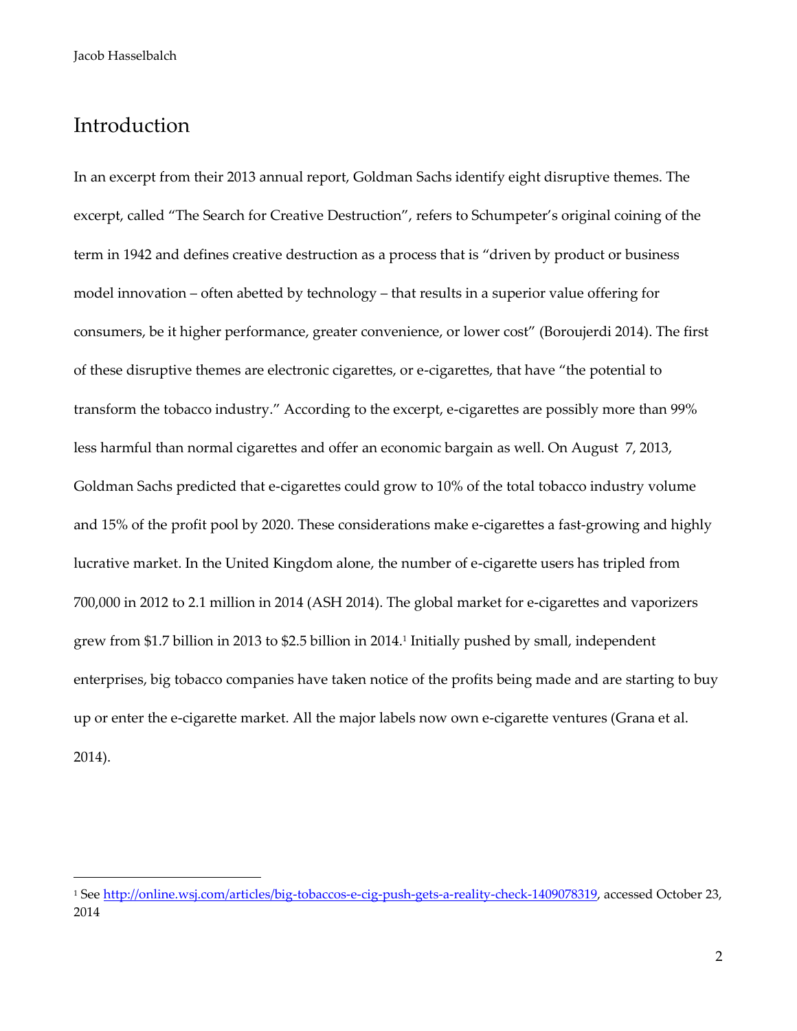# Introduction

In an excerpt from their 2013 annual report, Goldman Sachs identify eight disruptive themes. The excerpt, called "The Search for Creative Destruction", refers to Schumpeter's original coining of the term in 1942 and defines creative destruction as a process that is "driven by product or business model innovation – often abetted by technology – that results in a superior value offering for consumers, be it higher performance, greater convenience, or lower cost" (Boroujerdi 2014). The first of these disruptive themes are electronic cigarettes, or e-cigarettes, that have "the potential to transform the tobacco industry." According to the excerpt, e-cigarettes are possibly more than 99% less harmful than normal cigarettes and offer an economic bargain as well. On August 7, 2013, Goldman Sachs predicted that e-cigarettes could grow to 10% of the total tobacco industry volume and 15% of the profit pool by 2020. These considerations make e-cigarettes a fast-growing and highly lucrative market. In the United Kingdom alone, the number of e-cigarette users has tripled from 700,000 in 2012 to 2.1 million in 2014 (ASH 2014). The global market for e-cigarettes and vaporizers grew from $1.7 billion in 2013 to $2.5 billion in 2014.[1] Initially pushed by small, independent enterprises, big tobacco companies have taken notice of the profits being made and are starting to buy up or enter the e-cigarette market. All the major labels now own e-cigarette ventures (Grana et al. 2014).

[1] See http://online.wsj.com/articles/big-tobaccos-e-cig-push-gets-a-reality-check-1409078319, accessed October 23, 2014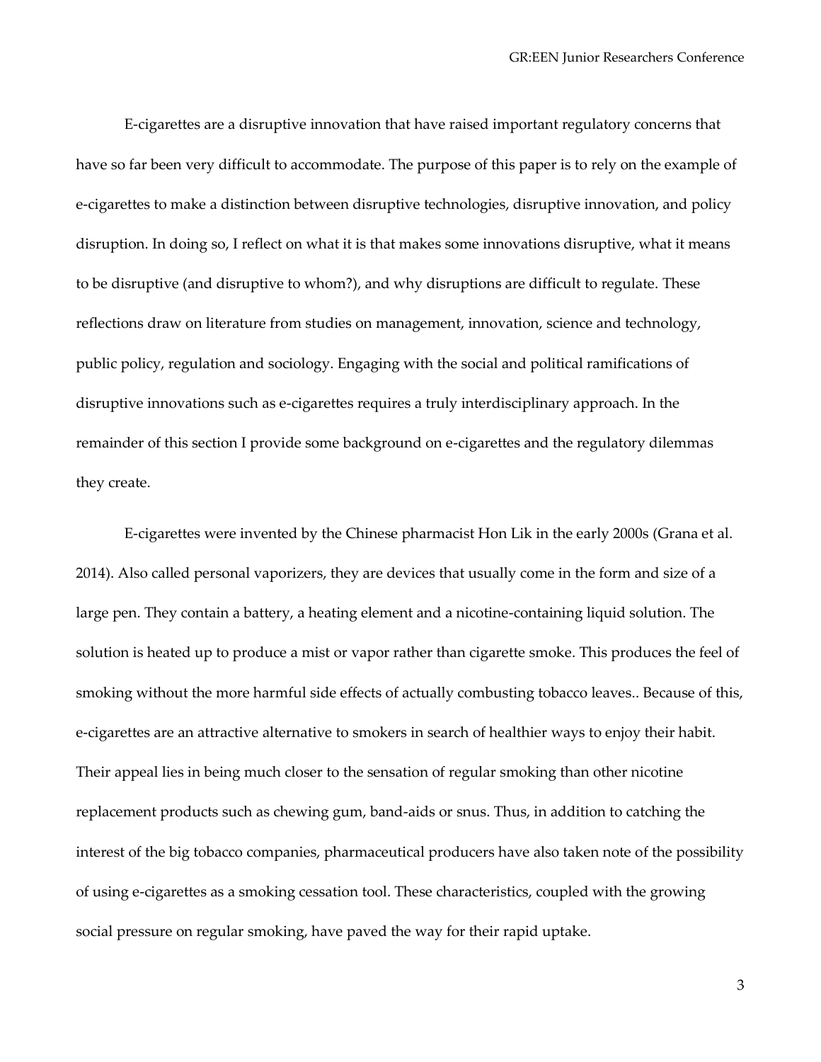E-cigarettes are a disruptive innovation that have raised important regulatory concerns that have so far been very difficult to accommodate. The purpose of this paper is to rely on the example of e-cigarettes to make a distinction between disruptive technologies, disruptive innovation, and policy disruption. In doing so, I reflect on what it is that makes some innovations disruptive, what it means to be disruptive (and disruptive to whom?), and why disruptions are difficult to regulate. These reflections draw on literature from studies on management, innovation, science and technology, public policy, regulation and sociology. Engaging with the social and political ramifications of disruptive innovations such as e-cigarettes requires a truly interdisciplinary approach. In the remainder of this section I provide some background on e-cigarettes and the regulatory dilemmas they create.

E-cigarettes were invented by the Chinese pharmacist Hon Lik in the early 2000s (Grana et al. 2014). Also called personal vaporizers, they are devices that usually come in the form and size of a large pen. They contain a battery, a heating element and a nicotine-containing liquid solution. The solution is heated up to produce a mist or vapor rather than cigarette smoke. This produces the feel of smoking without the more harmful side effects of actually combusting tobacco leaves.. Because of this, e-cigarettes are an attractive alternative to smokers in search of healthier ways to enjoy their habit. Their appeal lies in being much closer to the sensation of regular smoking than other nicotine replacement products such as chewing gum, band-aids or snus. Thus, in addition to catching the interest of the big tobacco companies, pharmaceutical producers have also taken note of the possibility of using e-cigarettes as a smoking cessation tool. These characteristics, coupled with the growing social pressure on regular smoking, have paved the way for their rapid uptake.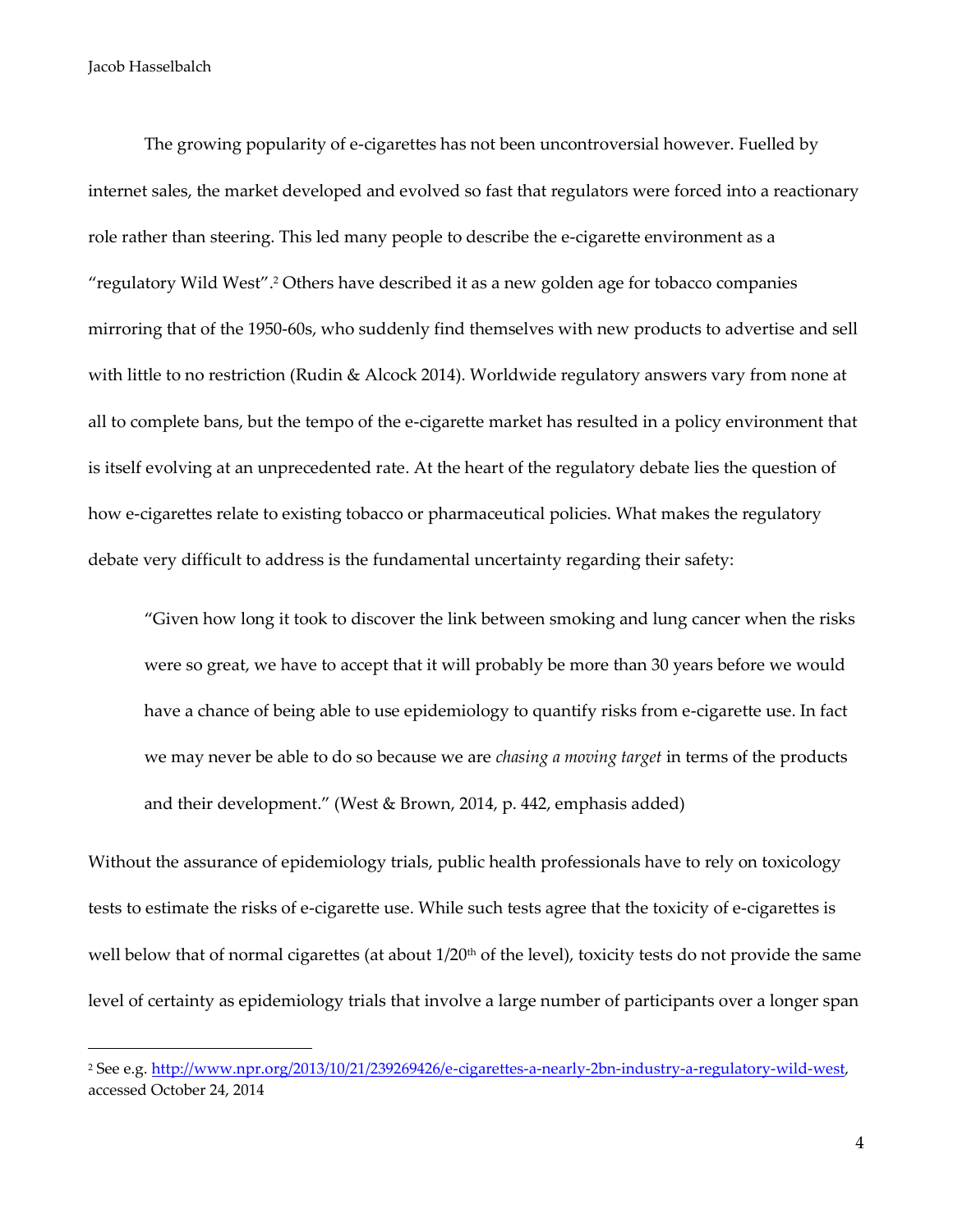The growing popularity of e-cigarettes has not been uncontroversial however. Fuelled by internet sales, the market developed and evolved so fast that regulators were forced into a reactionary role rather than steering. This led many people to describe the e-cigarette environment as a "regulatory Wild West".[2] Others have described it as a new golden age for tobacco companies mirroring that of the 1950-60s, who suddenly find themselves with new products to advertise and sell with little to no restriction (Rudin & Alcock 2014). Worldwide regulatory answers vary from none at all to complete bans, but the tempo of the e-cigarette market has resulted in a policy environment that is itself evolving at an unprecedented rate. At the heart of the regulatory debate lies the question of how e-cigarettes relate to existing tobacco or pharmaceutical policies. What makes the regulatory debate very difficult to address is the fundamental uncertainty regarding their safety:

> "Given how long it took to discover the link between smoking and lung cancer when the risks were so great, we have to accept that it will probably be more than 30 years before we would have a chance of being able to use epidemiology to quantify risks from e-cigarette use. In fact we may never be able to do so because we are *chasing a moving target* in terms of the products and their development." (West & Brown, 2014, p. 442, emphasis added)

Without the assurance of epidemiology trials, public health professionals have to rely on toxicology tests to estimate the risks of e-cigarette use. While such tests agree that the toxicity of e-cigarettes is well below that of normal cigarettes (at about 1/20th of the level), toxicity tests do not provide the same level of certainty as epidemiology trials that involve a large number of participants over a longer span

[2] See e.g. http://www.npr.org/2013/10/21/239269426/e-cigarettes-a-nearly-2bn-industry-a-regulatory-wild-west, accessed October 24, 2014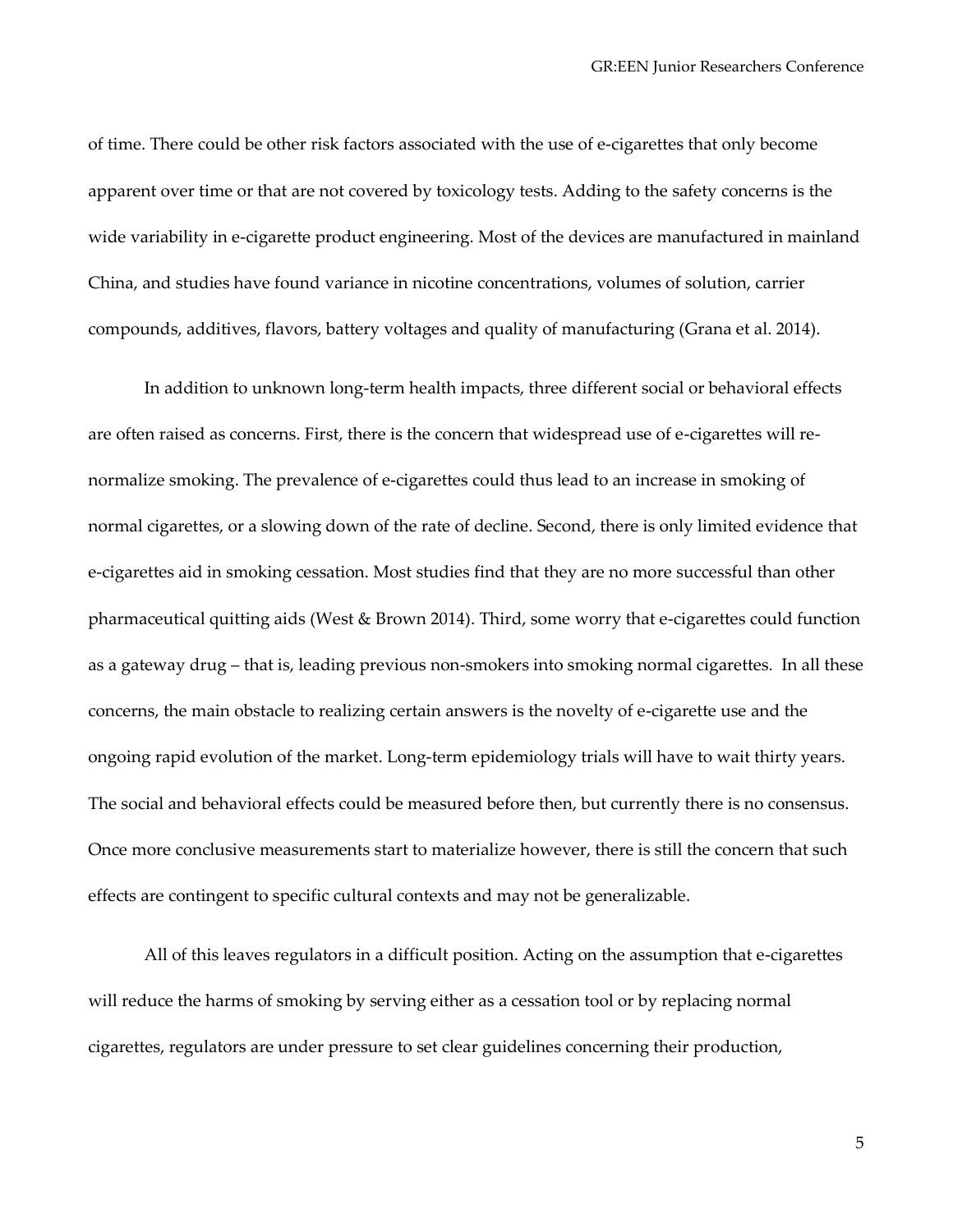of time. There could be other risk factors associated with the use of e-cigarettes that only become apparent over time or that are not covered by toxicology tests. Adding to the safety concerns is the wide variability in e-cigarette product engineering. Most of the devices are manufactured in mainland China, and studies have found variance in nicotine concentrations, volumes of solution, carrier compounds, additives, flavors, battery voltages and quality of manufacturing (Grana et al. 2014).

In addition to unknown long-term health impacts, three different social or behavioral effects are often raised as concerns. First, there is the concern that widespread use of e-cigarettes will re-normalize smoking. The prevalence of e-cigarettes could thus lead to an increase in smoking of normal cigarettes, or a slowing down of the rate of decline. Second, there is only limited evidence that e-cigarettes aid in smoking cessation. Most studies find that they are no more successful than other pharmaceutical quitting aids (West & Brown 2014). Third, some worry that e-cigarettes could function as a gateway drug – that is, leading previous non-smokers into smoking normal cigarettes. In all these concerns, the main obstacle to realizing certain answers is the novelty of e-cigarette use and the ongoing rapid evolution of the market. Long-term epidemiology trials will have to wait thirty years. The social and behavioral effects could be measured before then, but currently there is no consensus. Once more conclusive measurements start to materialize however, there is still the concern that such effects are contingent to specific cultural contexts and may not be generalizable.

All of this leaves regulators in a difficult position. Acting on the assumption that e-cigarettes will reduce the harms of smoking by serving either as a cessation tool or by replacing normal cigarettes, regulators are under pressure to set clear guidelines concerning their production,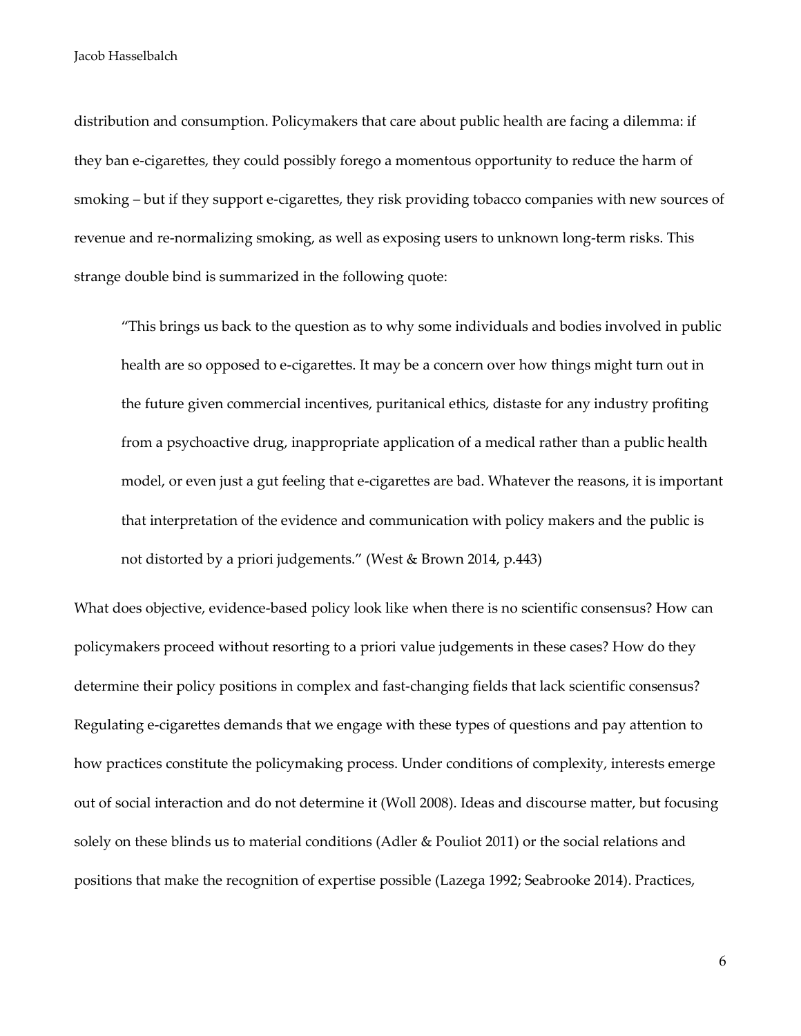distribution and consumption. Policymakers that care about public health are facing a dilemma: if they ban e-cigarettes, they could possibly forego a momentous opportunity to reduce the harm of smoking – but if they support e-cigarettes, they risk providing tobacco companies with new sources of revenue and re-normalizing smoking, as well as exposing users to unknown long-term risks. This strange double bind is summarized in the following quote:

> "This brings us back to the question as to why some individuals and bodies involved in public health are so opposed to e-cigarettes. It may be a concern over how things might turn out in the future given commercial incentives, puritanical ethics, distaste for any industry profiting from a psychoactive drug, inappropriate application of a medical rather than a public health model, or even just a gut feeling that e-cigarettes are bad. Whatever the reasons, it is important that interpretation of the evidence and communication with policy makers and the public is not distorted by a priori judgements." (West & Brown 2014, p.443)

What does objective, evidence-based policy look like when there is no scientific consensus? How can policymakers proceed without resorting to a priori value judgements in these cases? How do they determine their policy positions in complex and fast-changing fields that lack scientific consensus? Regulating e-cigarettes demands that we engage with these types of questions and pay attention to how practices constitute the policymaking process. Under conditions of complexity, interests emerge out of social interaction and do not determine it (Woll 2008). Ideas and discourse matter, but focusing solely on these blinds us to material conditions (Adler & Pouliot 2011) or the social relations and positions that make the recognition of expertise possible (Lazega 1992; Seabrooke 2014). Practices,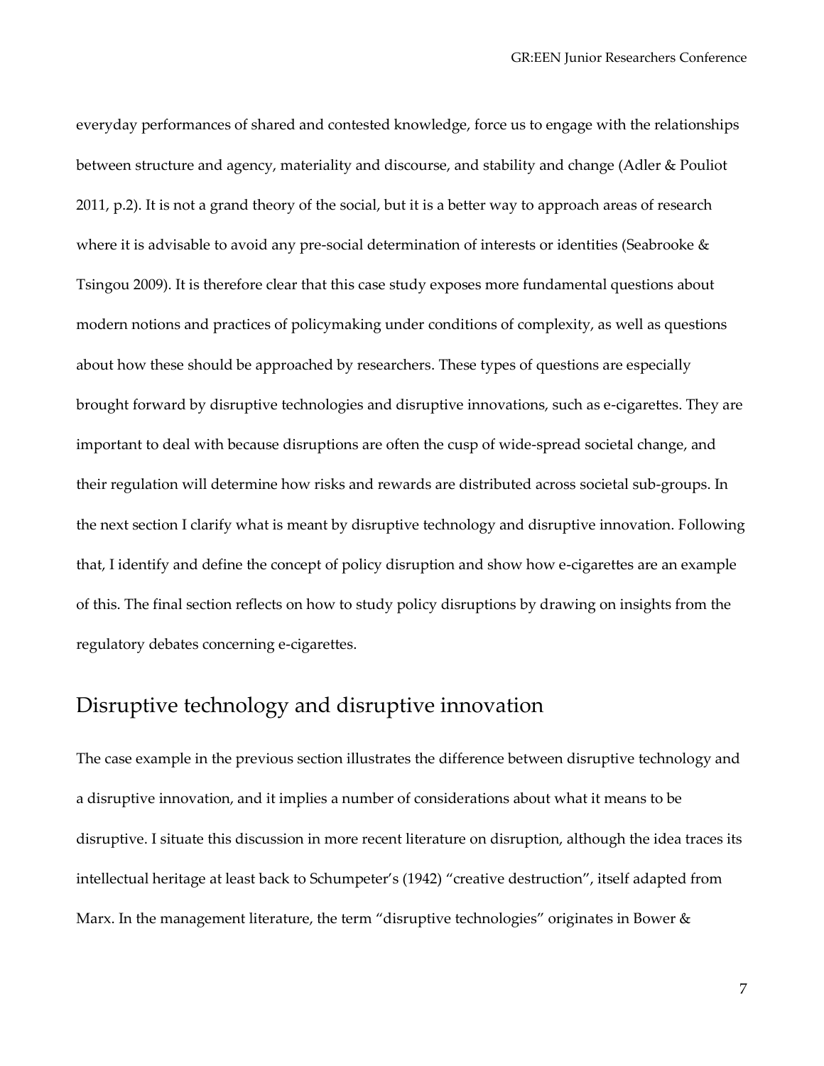everyday performances of shared and contested knowledge, force us to engage with the relationships between structure and agency, materiality and discourse, and stability and change (Adler & Pouliot 2011, p.2). It is not a grand theory of the social, but it is a better way to approach areas of research where it is advisable to avoid any pre-social determination of interests or identities (Seabrooke & Tsingou 2009). It is therefore clear that this case study exposes more fundamental questions about modern notions and practices of policymaking under conditions of complexity, as well as questions about how these should be approached by researchers. These types of questions are especially brought forward by disruptive technologies and disruptive innovations, such as e-cigarettes. They are important to deal with because disruptions are often the cusp of wide-spread societal change, and their regulation will determine how risks and rewards are distributed across societal sub-groups. In the next section I clarify what is meant by disruptive technology and disruptive innovation. Following that, I identify and define the concept of policy disruption and show how e-cigarettes are an example of this. The final section reflects on how to study policy disruptions by drawing on insights from the regulatory debates concerning e-cigarettes.

## Disruptive technology and disruptive innovation

The case example in the previous section illustrates the difference between disruptive technology and a disruptive innovation, and it implies a number of considerations about what it means to be disruptive. I situate this discussion in more recent literature on disruption, although the idea traces its intellectual heritage at least back to Schumpeter's (1942) "creative destruction", itself adapted from Marx. In the management literature, the term "disruptive technologies" originates in Bower &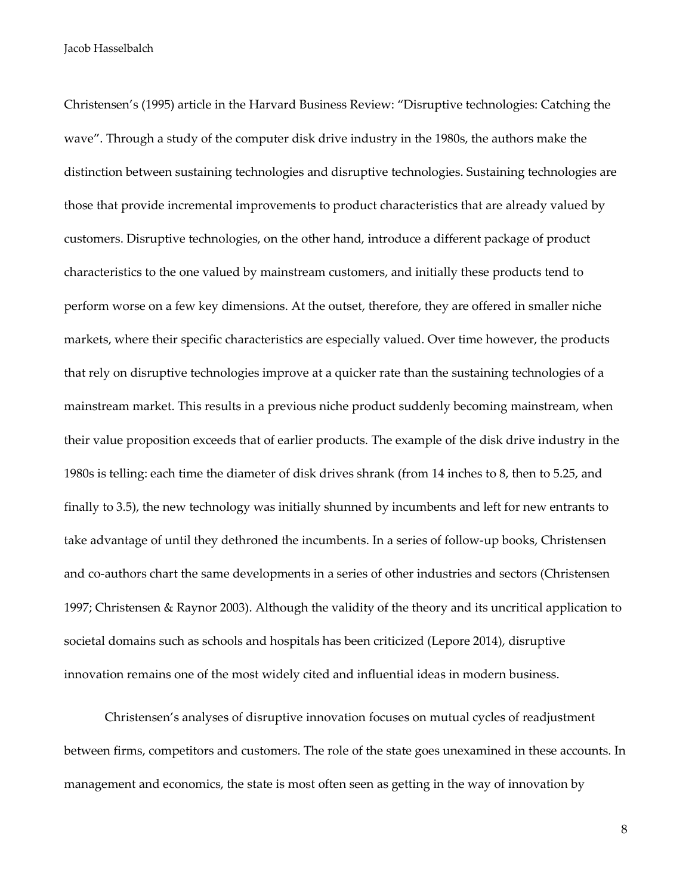Christensen's (1995) article in the Harvard Business Review: "Disruptive technologies: Catching the wave". Through a study of the computer disk drive industry in the 1980s, the authors make the distinction between sustaining technologies and disruptive technologies. Sustaining technologies are those that provide incremental improvements to product characteristics that are already valued by customers. Disruptive technologies, on the other hand, introduce a different package of product characteristics to the one valued by mainstream customers, and initially these products tend to perform worse on a few key dimensions. At the outset, therefore, they are offered in smaller niche markets, where their specific characteristics are especially valued. Over time however, the products that rely on disruptive technologies improve at a quicker rate than the sustaining technologies of a mainstream market. This results in a previous niche product suddenly becoming mainstream, when their value proposition exceeds that of earlier products. The example of the disk drive industry in the 1980s is telling: each time the diameter of disk drives shrank (from 14 inches to 8, then to 5.25, and finally to 3.5), the new technology was initially shunned by incumbents and left for new entrants to take advantage of until they dethroned the incumbents. In a series of follow-up books, Christensen and co-authors chart the same developments in a series of other industries and sectors (Christensen 1997; Christensen & Raynor 2003). Although the validity of the theory and its uncritical application to societal domains such as schools and hospitals has been criticized (Lepore 2014), disruptive innovation remains one of the most widely cited and influential ideas in modern business.

Christensen's analyses of disruptive innovation focuses on mutual cycles of readjustment between firms, competitors and customers. The role of the state goes unexamined in these accounts. In management and economics, the state is most often seen as getting in the way of innovation by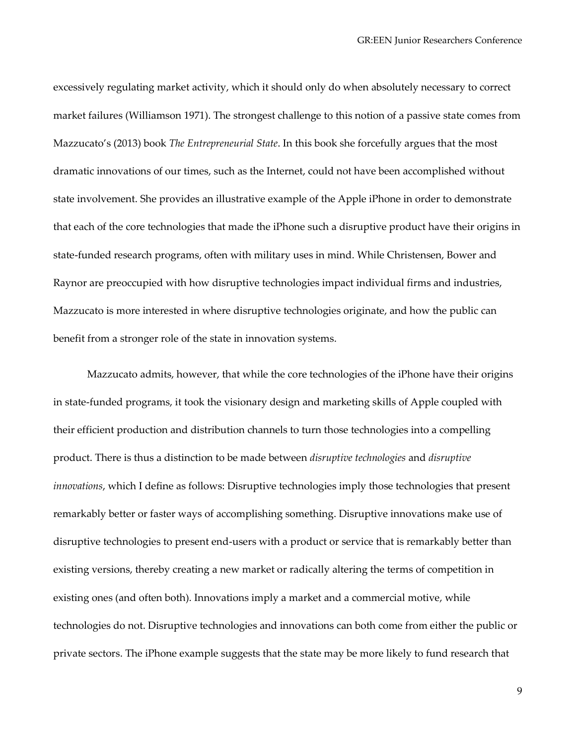excessively regulating market activity, which it should only do when absolutely necessary to correct market failures (Williamson 1971). The strongest challenge to this notion of a passive state comes from Mazzucato's (2013) book *The Entrepreneurial State*. In this book she forcefully argues that the most dramatic innovations of our times, such as the Internet, could not have been accomplished without state involvement. She provides an illustrative example of the Apple iPhone in order to demonstrate that each of the core technologies that made the iPhone such a disruptive product have their origins in state-funded research programs, often with military uses in mind. While Christensen, Bower and Raynor are preoccupied with how disruptive technologies impact individual firms and industries, Mazzucato is more interested in where disruptive technologies originate, and how the public can benefit from a stronger role of the state in innovation systems.

Mazzucato admits, however, that while the core technologies of the iPhone have their origins in state-funded programs, it took the visionary design and marketing skills of Apple coupled with their efficient production and distribution channels to turn those technologies into a compelling product. There is thus a distinction to be made between *disruptive technologies* and *disruptive innovations*, which I define as follows: Disruptive technologies imply those technologies that present remarkably better or faster ways of accomplishing something. Disruptive innovations make use of disruptive technologies to present end-users with a product or service that is remarkably better than existing versions, thereby creating a new market or radically altering the terms of competition in existing ones (and often both). Innovations imply a market and a commercial motive, while technologies do not. Disruptive technologies and innovations can both come from either the public or private sectors. The iPhone example suggests that the state may be more likely to fund research that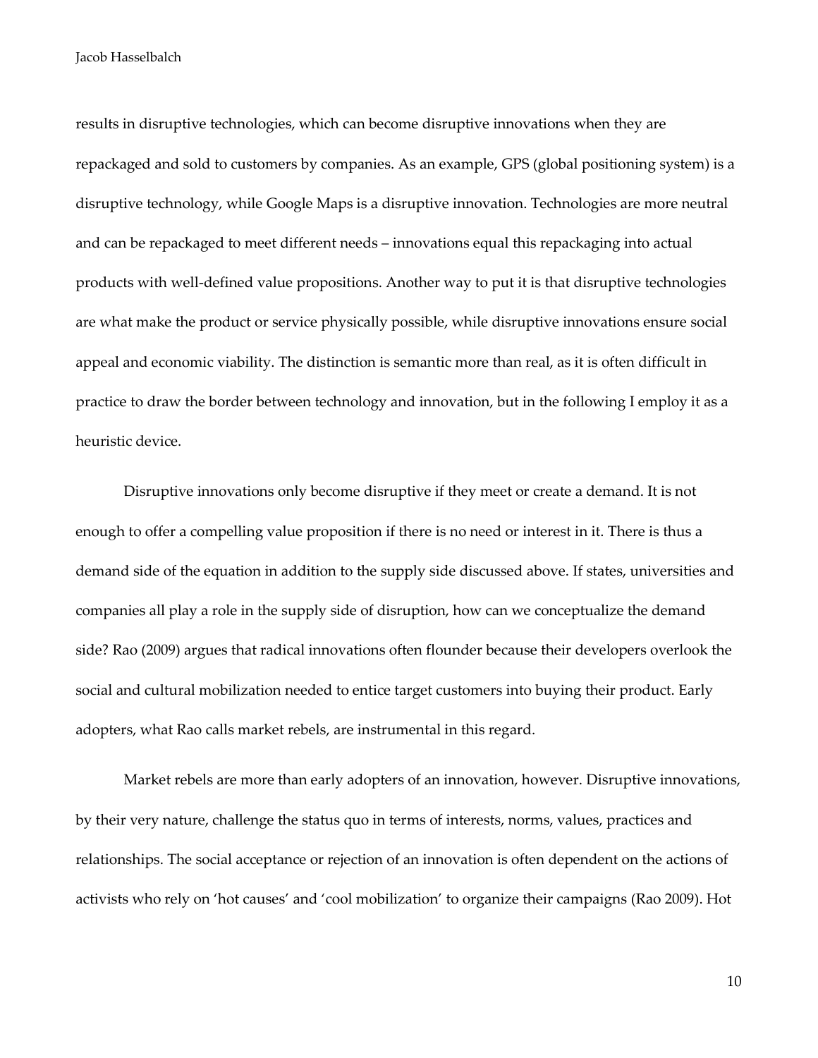results in disruptive technologies, which can become disruptive innovations when they are repackaged and sold to customers by companies. As an example, GPS (global positioning system) is a disruptive technology, while Google Maps is a disruptive innovation. Technologies are more neutral and can be repackaged to meet different needs – innovations equal this repackaging into actual products with well-defined value propositions. Another way to put it is that disruptive technologies are what make the product or service physically possible, while disruptive innovations ensure social appeal and economic viability. The distinction is semantic more than real, as it is often difficult in practice to draw the border between technology and innovation, but in the following I employ it as a heuristic device.

Disruptive innovations only become disruptive if they meet or create a demand. It is not enough to offer a compelling value proposition if there is no need or interest in it. There is thus a demand side of the equation in addition to the supply side discussed above. If states, universities and companies all play a role in the supply side of disruption, how can we conceptualize the demand side? Rao (2009) argues that radical innovations often flounder because their developers overlook the social and cultural mobilization needed to entice target customers into buying their product. Early adopters, what Rao calls market rebels, are instrumental in this regard.

Market rebels are more than early adopters of an innovation, however. Disruptive innovations, by their very nature, challenge the status quo in terms of interests, norms, values, practices and relationships. The social acceptance or rejection of an innovation is often dependent on the actions of activists who rely on 'hot causes' and 'cool mobilization' to organize their campaigns (Rao 2009). Hot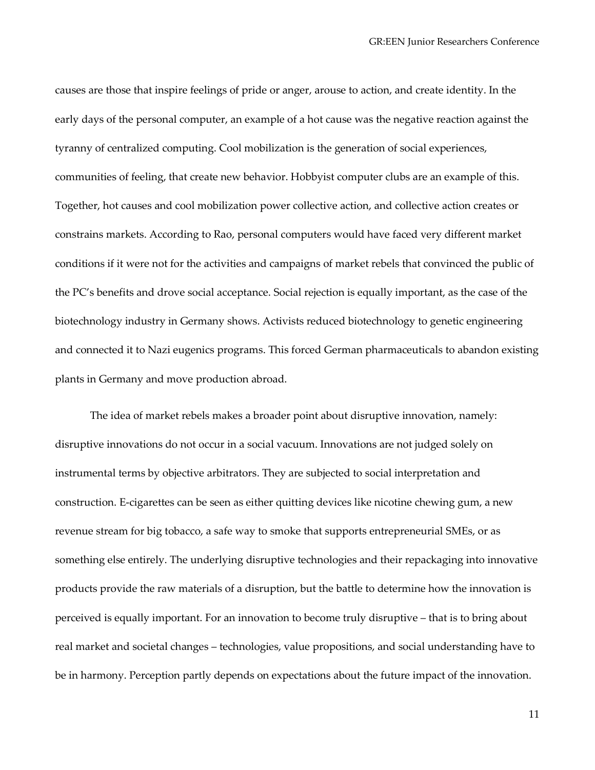causes are those that inspire feelings of pride or anger, arouse to action, and create identity. In the early days of the personal computer, an example of a hot cause was the negative reaction against the tyranny of centralized computing. Cool mobilization is the generation of social experiences, communities of feeling, that create new behavior. Hobbyist computer clubs are an example of this. Together, hot causes and cool mobilization power collective action, and collective action creates or constrains markets. According to Rao, personal computers would have faced very different market conditions if it were not for the activities and campaigns of market rebels that convinced the public of the PC's benefits and drove social acceptance. Social rejection is equally important, as the case of the biotechnology industry in Germany shows. Activists reduced biotechnology to genetic engineering and connected it to Nazi eugenics programs. This forced German pharmaceuticals to abandon existing plants in Germany and move production abroad.

The idea of market rebels makes a broader point about disruptive innovation, namely: disruptive innovations do not occur in a social vacuum. Innovations are not judged solely on instrumental terms by objective arbitrators. They are subjected to social interpretation and construction. E-cigarettes can be seen as either quitting devices like nicotine chewing gum, a new revenue stream for big tobacco, a safe way to smoke that supports entrepreneurial SMEs, or as something else entirely. The underlying disruptive technologies and their repackaging into innovative products provide the raw materials of a disruption, but the battle to determine how the innovation is perceived is equally important. For an innovation to become truly disruptive – that is to bring about real market and societal changes – technologies, value propositions, and social understanding have to be in harmony. Perception partly depends on expectations about the future impact of the innovation.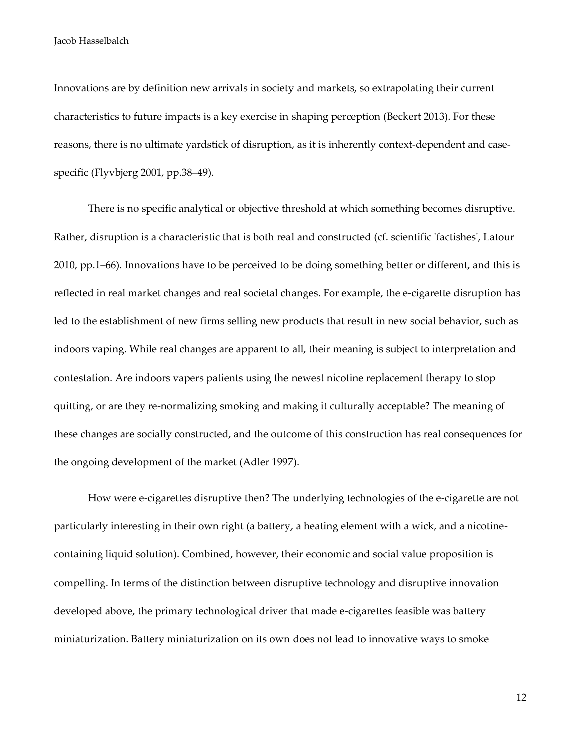Innovations are by definition new arrivals in society and markets, so extrapolating their current characteristics to future impacts is a key exercise in shaping perception (Beckert 2013). For these reasons, there is no ultimate yardstick of disruption, as it is inherently context-dependent and case-specific (Flyvbjerg 2001, pp.38–49).

There is no specific analytical or objective threshold at which something becomes disruptive. Rather, disruption is a characteristic that is both real and constructed (cf. scientific 'factishes', Latour 2010, pp.1–66). Innovations have to be perceived to be doing something better or different, and this is reflected in real market changes and real societal changes. For example, the e-cigarette disruption has led to the establishment of new firms selling new products that result in new social behavior, such as indoors vaping. While real changes are apparent to all, their meaning is subject to interpretation and contestation. Are indoors vapers patients using the newest nicotine replacement therapy to stop quitting, or are they re-normalizing smoking and making it culturally acceptable? The meaning of these changes are socially constructed, and the outcome of this construction has real consequences for the ongoing development of the market (Adler 1997).

How were e-cigarettes disruptive then? The underlying technologies of the e-cigarette are not particularly interesting in their own right (a battery, a heating element with a wick, and a nicotine-containing liquid solution). Combined, however, their economic and social value proposition is compelling. In terms of the distinction between disruptive technology and disruptive innovation developed above, the primary technological driver that made e-cigarettes feasible was battery miniaturization. Battery miniaturization on its own does not lead to innovative ways to smoke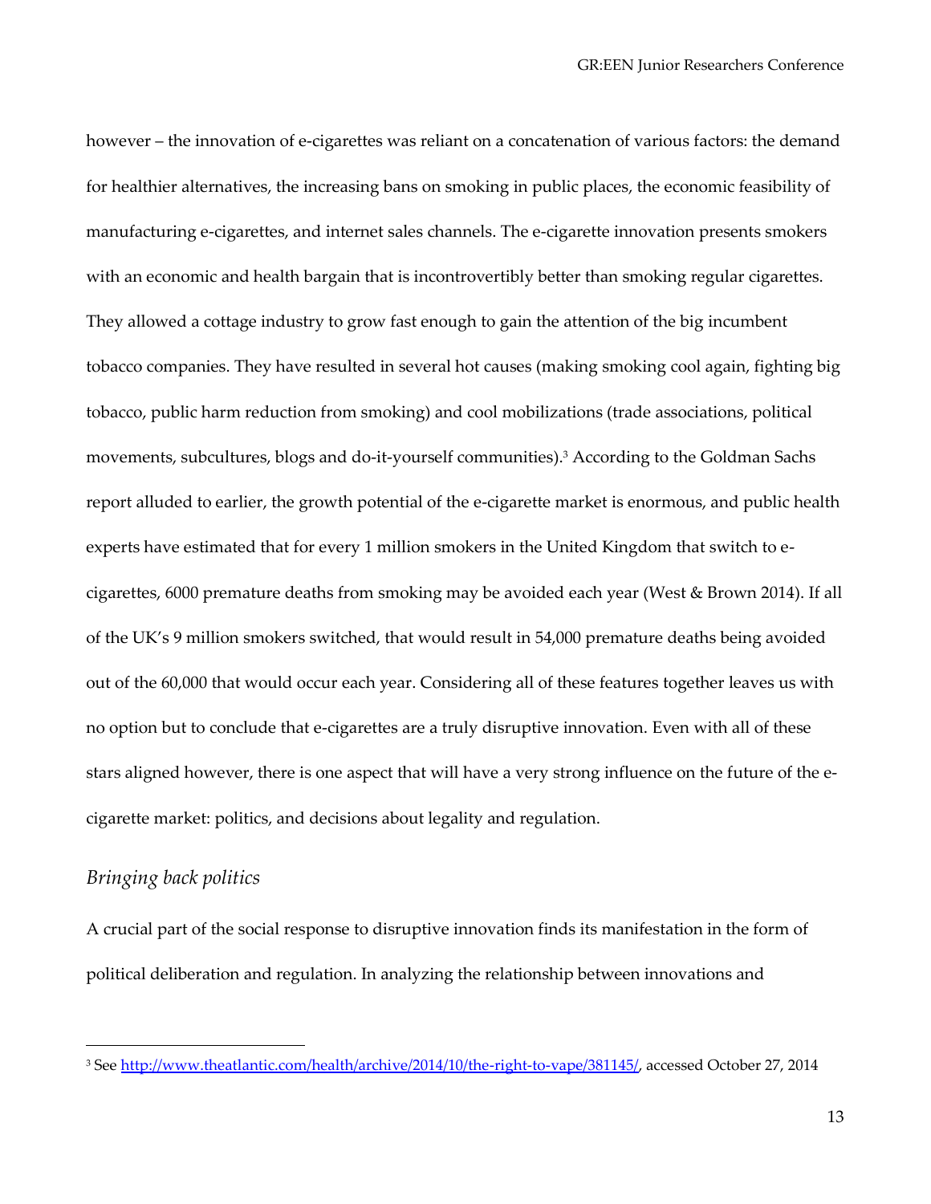however – the innovation of e-cigarettes was reliant on a concatenation of various factors: the demand for healthier alternatives, the increasing bans on smoking in public places, the economic feasibility of manufacturing e-cigarettes, and internet sales channels. The e-cigarette innovation presents smokers with an economic and health bargain that is incontrovertibly better than smoking regular cigarettes. They allowed a cottage industry to grow fast enough to gain the attention of the big incumbent tobacco companies. They have resulted in several hot causes (making smoking cool again, fighting big tobacco, public harm reduction from smoking) and cool mobilizations (trade associations, political movements, subcultures, blogs and do-it-yourself communities).[3] According to the Goldman Sachs report alluded to earlier, the growth potential of the e-cigarette market is enormous, and public health experts have estimated that for every 1 million smokers in the United Kingdom that switch to e-cigarettes, 6000 premature deaths from smoking may be avoided each year (West & Brown 2014). If all of the UK's 9 million smokers switched, that would result in 54,000 premature deaths being avoided out of the 60,000 that would occur each year. Considering all of these features together leaves us with no option but to conclude that e-cigarettes are a truly disruptive innovation. Even with all of these stars aligned however, there is one aspect that will have a very strong influence on the future of the e-cigarette market: politics, and decisions about legality and regulation.

### *Bringing back politics*

A crucial part of the social response to disruptive innovation finds its manifestation in the form of political deliberation and regulation. In analyzing the relationship between innovations and

---

[3] See http://www.theatlantic.com/health/archive/2014/10/the-right-to-vape/381145/, accessed October 27, 2014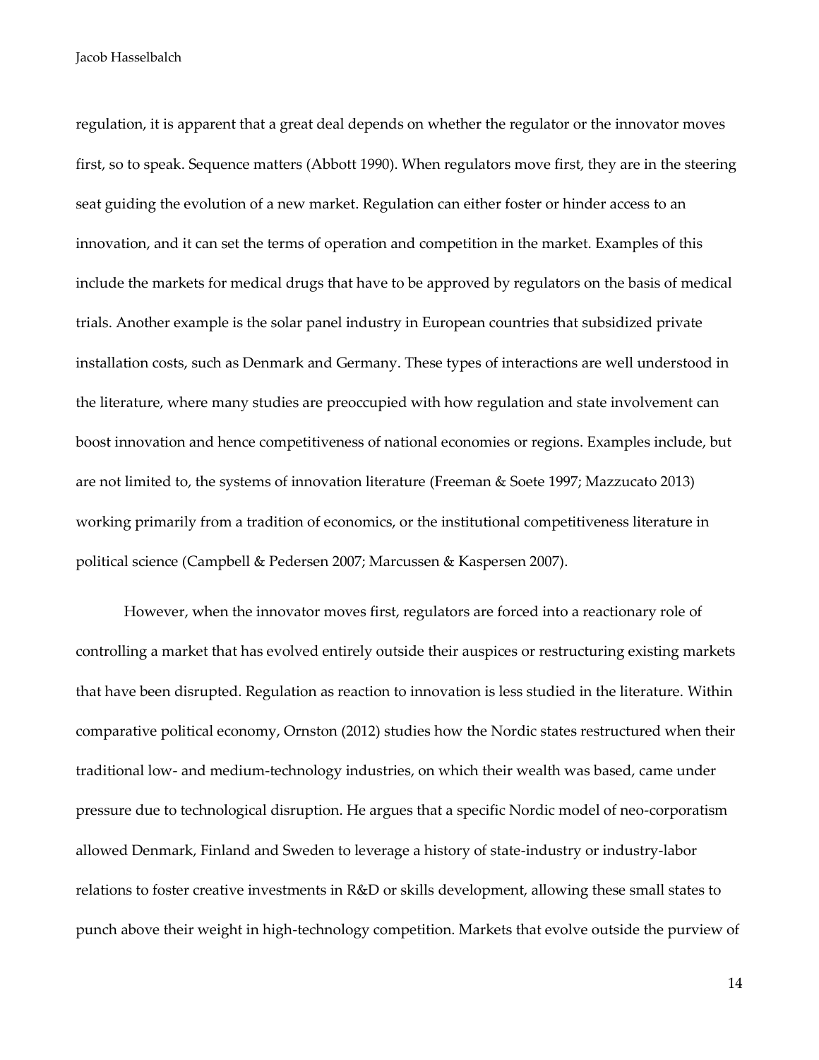regulation, it is apparent that a great deal depends on whether the regulator or the innovator moves first, so to speak. Sequence matters (Abbott 1990). When regulators move first, they are in the steering seat guiding the evolution of a new market. Regulation can either foster or hinder access to an innovation, and it can set the terms of operation and competition in the market. Examples of this include the markets for medical drugs that have to be approved by regulators on the basis of medical trials. Another example is the solar panel industry in European countries that subsidized private installation costs, such as Denmark and Germany. These types of interactions are well understood in the literature, where many studies are preoccupied with how regulation and state involvement can boost innovation and hence competitiveness of national economies or regions. Examples include, but are not limited to, the systems of innovation literature (Freeman & Soete 1997; Mazzucato 2013) working primarily from a tradition of economics, or the institutional competitiveness literature in political science (Campbell & Pedersen 2007; Marcussen & Kaspersen 2007).

However, when the innovator moves first, regulators are forced into a reactionary role of controlling a market that has evolved entirely outside their auspices or restructuring existing markets that have been disrupted. Regulation as reaction to innovation is less studied in the literature. Within comparative political economy, Ornston (2012) studies how the Nordic states restructured when their traditional low- and medium-technology industries, on which their wealth was based, came under pressure due to technological disruption. He argues that a specific Nordic model of neo-corporatism allowed Denmark, Finland and Sweden to leverage a history of state-industry or industry-labor relations to foster creative investments in R&D or skills development, allowing these small states to punch above their weight in high-technology competition. Markets that evolve outside the purview of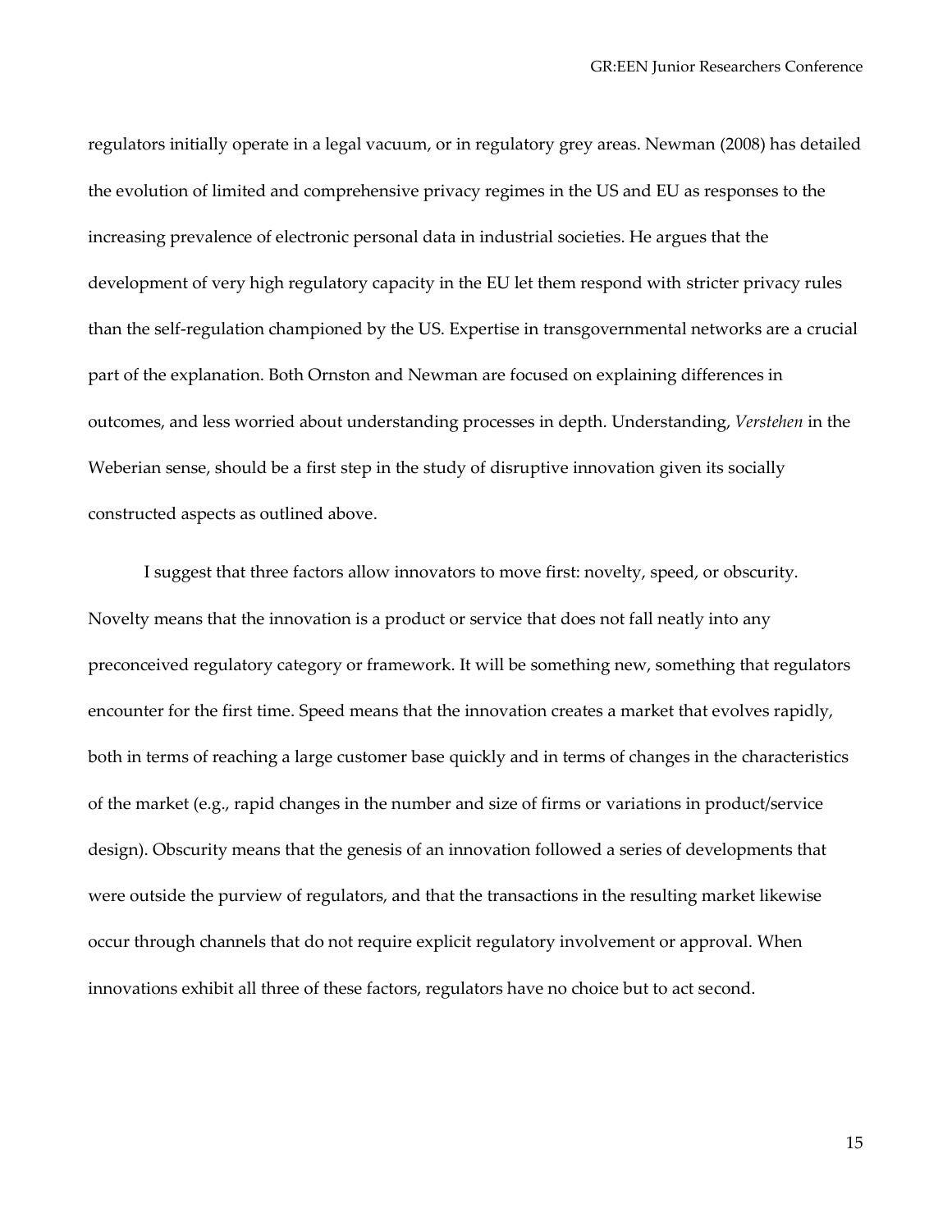regulators initially operate in a legal vacuum, or in regulatory grey areas. Newman (2008) has detailed the evolution of limited and comprehensive privacy regimes in the US and EU as responses to the increasing prevalence of electronic personal data in industrial societies. He argues that the development of very high regulatory capacity in the EU let them respond with stricter privacy rules than the self-regulation championed by the US. Expertise in transgovernmental networks are a crucial part of the explanation. Both Ornston and Newman are focused on explaining differences in outcomes, and less worried about understanding processes in depth. Understanding, *Verstehen* in the Weberian sense, should be a first step in the study of disruptive innovation given its socially constructed aspects as outlined above.

I suggest that three factors allow innovators to move first: novelty, speed, or obscurity. Novelty means that the innovation is a product or service that does not fall neatly into any preconceived regulatory category or framework. It will be something new, something that regulators encounter for the first time. Speed means that the innovation creates a market that evolves rapidly, both in terms of reaching a large customer base quickly and in terms of changes in the characteristics of the market (e.g., rapid changes in the number and size of firms or variations in product/service design). Obscurity means that the genesis of an innovation followed a series of developments that were outside the purview of regulators, and that the transactions in the resulting market likewise occur through channels that do not require explicit regulatory involvement or approval. When innovations exhibit all three of these factors, regulators have no choice but to act second.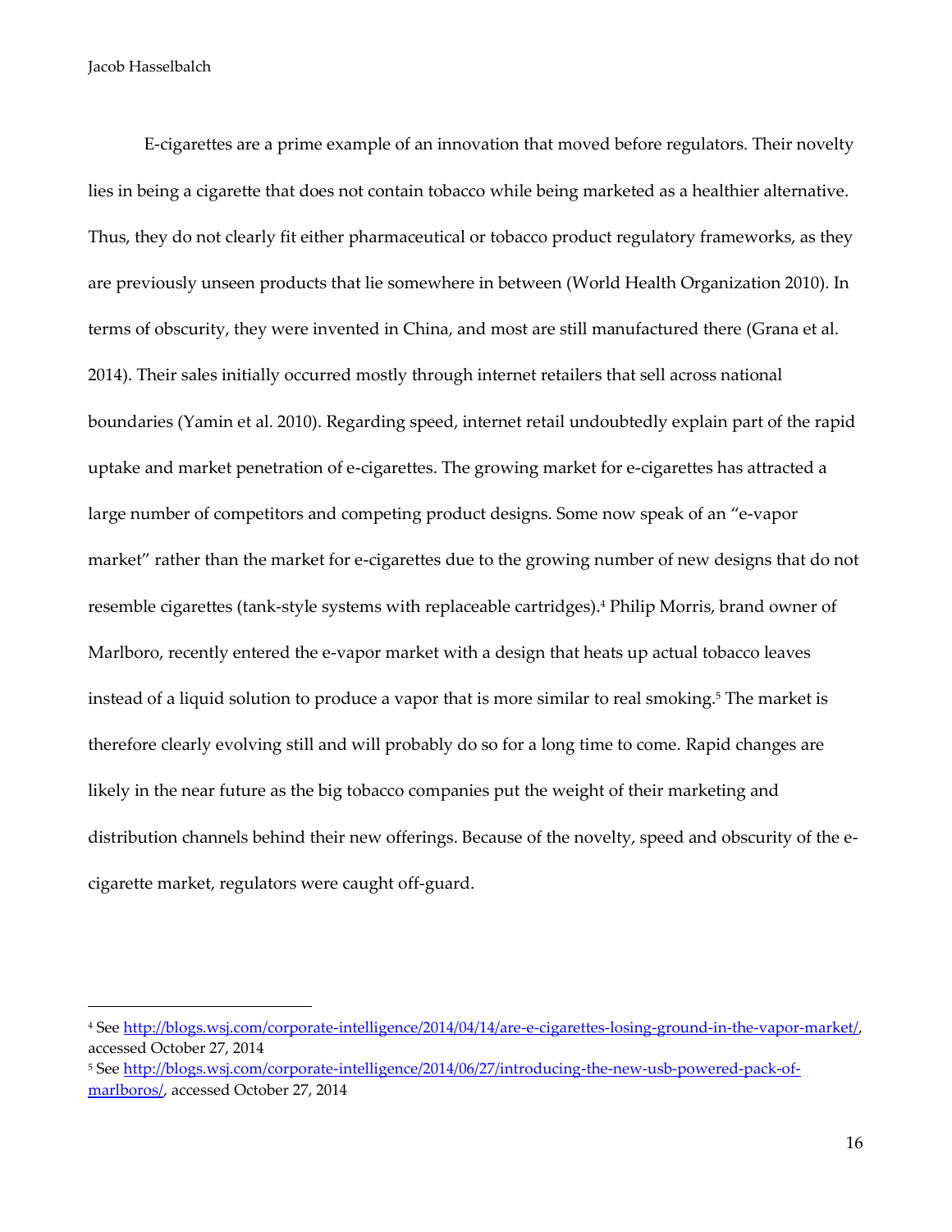E-cigarettes are a prime example of an innovation that moved before regulators. Their novelty lies in being a cigarette that does not contain tobacco while being marketed as a healthier alternative. Thus, they do not clearly fit either pharmaceutical or tobacco product regulatory frameworks, as they are previously unseen products that lie somewhere in between (World Health Organization 2010). In terms of obscurity, they were invented in China, and most are still manufactured there (Grana et al. 2014). Their sales initially occurred mostly through internet retailers that sell across national boundaries (Yamin et al. 2010). Regarding speed, internet retail undoubtedly explain part of the rapid uptake and market penetration of e-cigarettes. The growing market for e-cigarettes has attracted a large number of competitors and competing product designs. Some now speak of an "e-vapor market" rather than the market for e-cigarettes due to the growing number of new designs that do not resemble cigarettes (tank-style systems with replaceable cartridges).[4] Philip Morris, brand owner of Marlboro, recently entered the e-vapor market with a design that heats up actual tobacco leaves instead of a liquid solution to produce a vapor that is more similar to real smoking.[5] The market is therefore clearly evolving still and will probably do so for a long time to come. Rapid changes are likely in the near future as the big tobacco companies put the weight of their marketing and distribution channels behind their new offerings. Because of the novelty, speed and obscurity of the e-cigarette market, regulators were caught off-guard.

---

[4] See http://blogs.wsj.com/corporate-intelligence/2014/04/14/are-e-cigarettes-losing-ground-in-the-vapor-market/, accessed October 27, 2014

[5] See http://blogs.wsj.com/corporate-intelligence/2014/06/27/introducing-the-new-usb-powered-pack-of-marlboros/, accessed October 27, 2014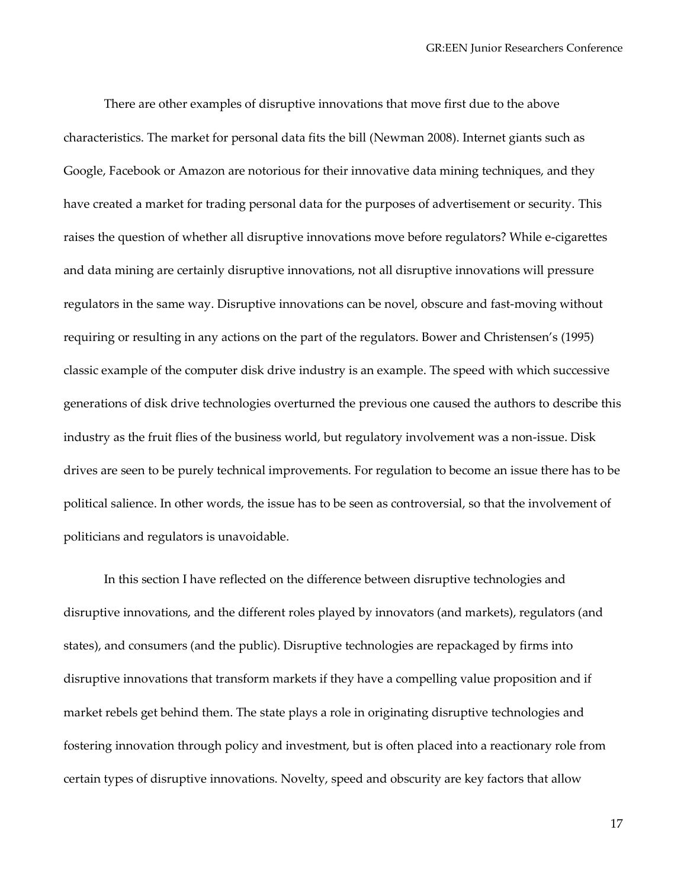There are other examples of disruptive innovations that move first due to the above characteristics. The market for personal data fits the bill (Newman 2008). Internet giants such as Google, Facebook or Amazon are notorious for their innovative data mining techniques, and they have created a market for trading personal data for the purposes of advertisement or security. This raises the question of whether all disruptive innovations move before regulators? While e-cigarettes and data mining are certainly disruptive innovations, not all disruptive innovations will pressure regulators in the same way. Disruptive innovations can be novel, obscure and fast-moving without requiring or resulting in any actions on the part of the regulators. Bower and Christensen's (1995) classic example of the computer disk drive industry is an example. The speed with which successive generations of disk drive technologies overturned the previous one caused the authors to describe this industry as the fruit flies of the business world, but regulatory involvement was a non-issue. Disk drives are seen to be purely technical improvements. For regulation to become an issue there has to be political salience. In other words, the issue has to be seen as controversial, so that the involvement of politicians and regulators is unavoidable.

In this section I have reflected on the difference between disruptive technologies and disruptive innovations, and the different roles played by innovators (and markets), regulators (and states), and consumers (and the public). Disruptive technologies are repackaged by firms into disruptive innovations that transform markets if they have a compelling value proposition and if market rebels get behind them. The state plays a role in originating disruptive technologies and fostering innovation through policy and investment, but is often placed into a reactionary role from certain types of disruptive innovations. Novelty, speed and obscurity are key factors that allow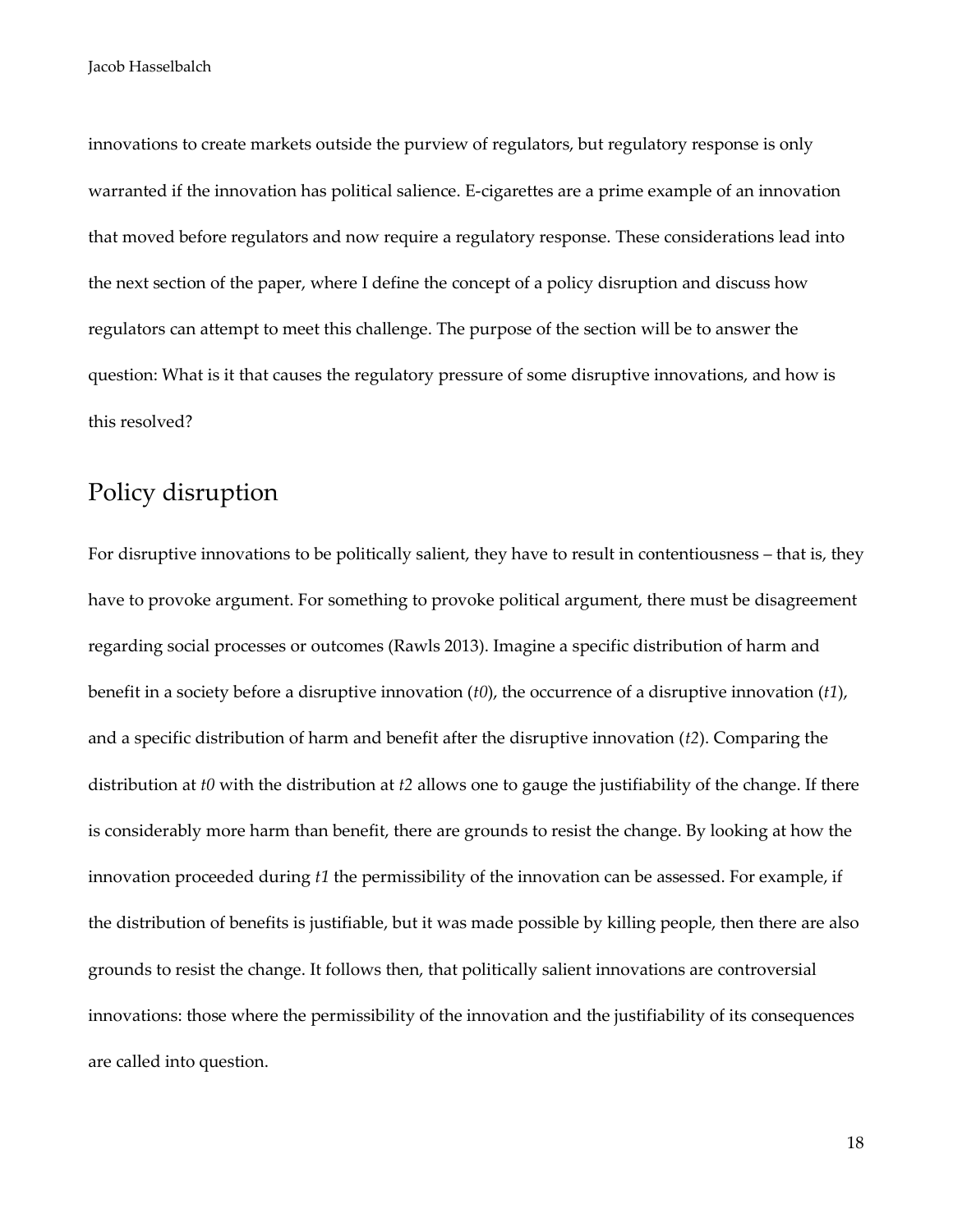innovations to create markets outside the purview of regulators, but regulatory response is only warranted if the innovation has political salience. E-cigarettes are a prime example of an innovation that moved before regulators and now require a regulatory response. These considerations lead into the next section of the paper, where I define the concept of a policy disruption and discuss how regulators can attempt to meet this challenge. The purpose of the section will be to answer the question: What is it that causes the regulatory pressure of some disruptive innovations, and how is this resolved?

## Policy disruption

For disruptive innovations to be politically salient, they have to result in contentiousness – that is, they have to provoke argument. For something to provoke political argument, there must be disagreement regarding social processes or outcomes (Rawls 2013). Imagine a specific distribution of harm and benefit in a society before a disruptive innovation (*t0*), the occurrence of a disruptive innovation (*t1*), and a specific distribution of harm and benefit after the disruptive innovation (*t2*). Comparing the distribution at *t0* with the distribution at *t2* allows one to gauge the justifiability of the change. If there is considerably more harm than benefit, there are grounds to resist the change. By looking at how the innovation proceeded during *t1* the permissibility of the innovation can be assessed. For example, if the distribution of benefits is justifiable, but it was made possible by killing people, then there are also grounds to resist the change. It follows then, that politically salient innovations are controversial innovations: those where the permissibility of the innovation and the justifiability of its consequences are called into question.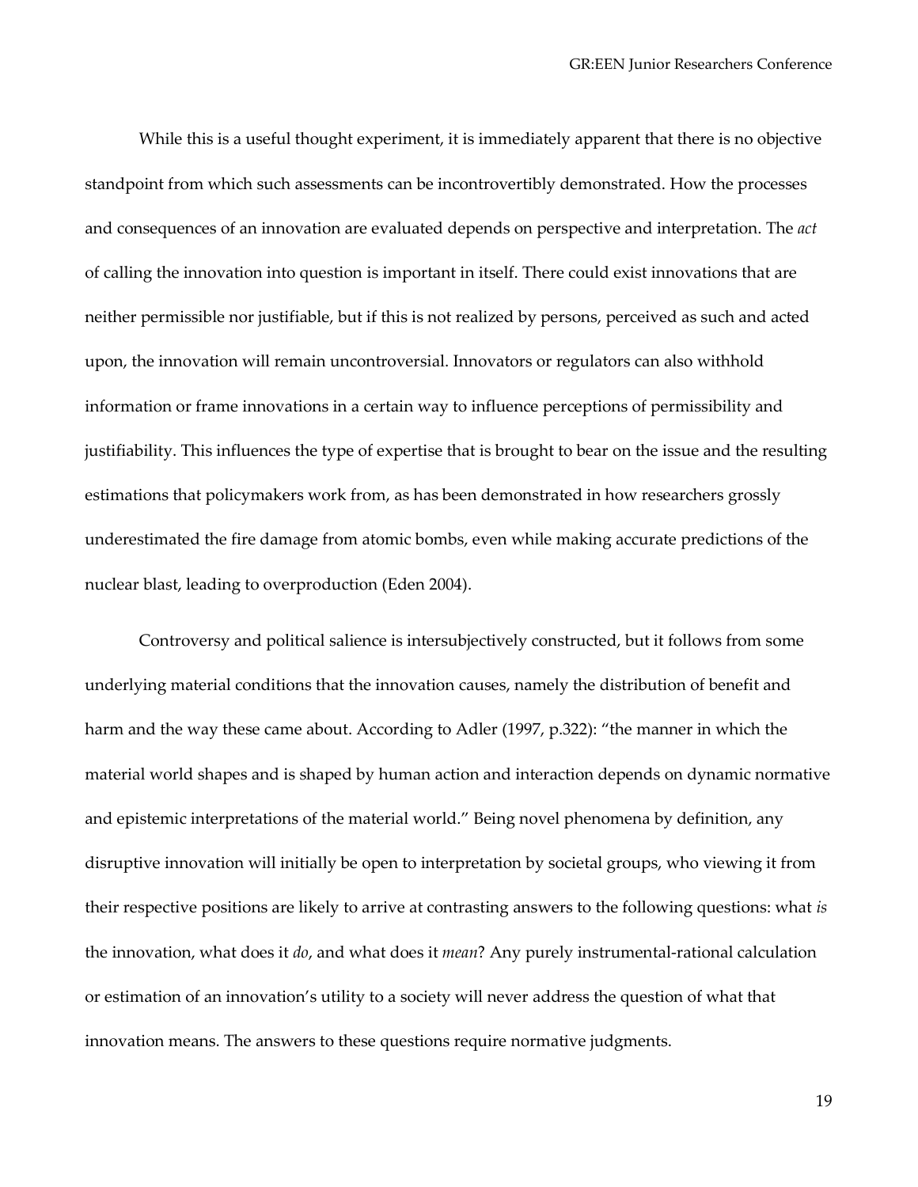While this is a useful thought experiment, it is immediately apparent that there is no objective standpoint from which such assessments can be incontrovertibly demonstrated. How the processes and consequences of an innovation are evaluated depends on perspective and interpretation. The *act* of calling the innovation into question is important in itself. There could exist innovations that are neither permissible nor justifiable, but if this is not realized by persons, perceived as such and acted upon, the innovation will remain uncontroversial. Innovators or regulators can also withhold information or frame innovations in a certain way to influence perceptions of permissibility and justifiability. This influences the type of expertise that is brought to bear on the issue and the resulting estimations that policymakers work from, as has been demonstrated in how researchers grossly underestimated the fire damage from atomic bombs, even while making accurate predictions of the nuclear blast, leading to overproduction (Eden 2004).

Controversy and political salience is intersubjectively constructed, but it follows from some underlying material conditions that the innovation causes, namely the distribution of benefit and harm and the way these came about. According to Adler (1997, p.322): "the manner in which the material world shapes and is shaped by human action and interaction depends on dynamic normative and epistemic interpretations of the material world." Being novel phenomena by definition, any disruptive innovation will initially be open to interpretation by societal groups, who viewing it from their respective positions are likely to arrive at contrasting answers to the following questions: what *is* the innovation, what does it *do*, and what does it *mean*? Any purely instrumental-rational calculation or estimation of an innovation's utility to a society will never address the question of what that innovation means. The answers to these questions require normative judgments.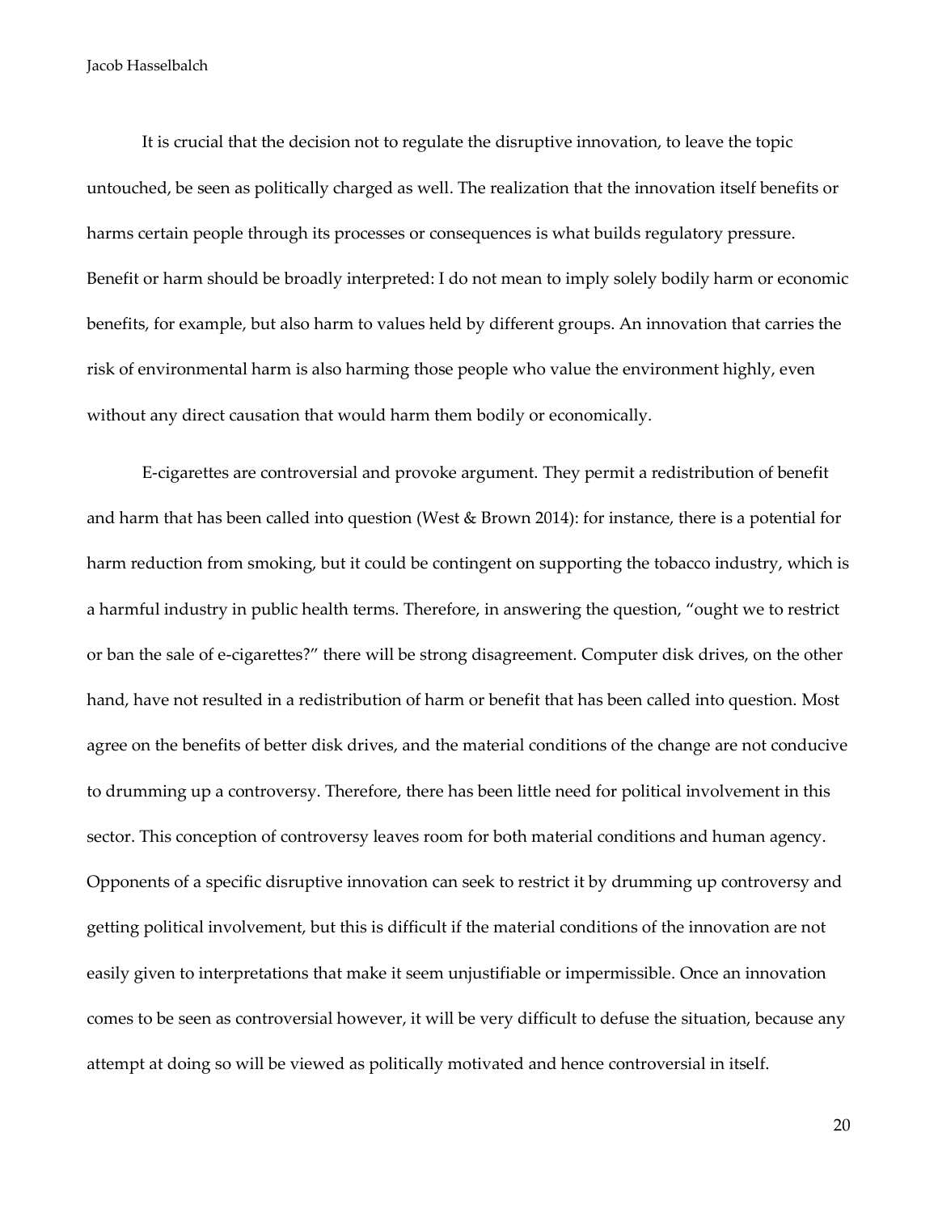It is crucial that the decision not to regulate the disruptive innovation, to leave the topic untouched, be seen as politically charged as well. The realization that the innovation itself benefits or harms certain people through its processes or consequences is what builds regulatory pressure. Benefit or harm should be broadly interpreted: I do not mean to imply solely bodily harm or economic benefits, for example, but also harm to values held by different groups. An innovation that carries the risk of environmental harm is also harming those people who value the environment highly, even without any direct causation that would harm them bodily or economically.

E-cigarettes are controversial and provoke argument. They permit a redistribution of benefit and harm that has been called into question (West & Brown 2014): for instance, there is a potential for harm reduction from smoking, but it could be contingent on supporting the tobacco industry, which is a harmful industry in public health terms. Therefore, in answering the question, "ought we to restrict or ban the sale of e-cigarettes?" there will be strong disagreement. Computer disk drives, on the other hand, have not resulted in a redistribution of harm or benefit that has been called into question. Most agree on the benefits of better disk drives, and the material conditions of the change are not conducive to drumming up a controversy. Therefore, there has been little need for political involvement in this sector. This conception of controversy leaves room for both material conditions and human agency. Opponents of a specific disruptive innovation can seek to restrict it by drumming up controversy and getting political involvement, but this is difficult if the material conditions of the innovation are not easily given to interpretations that make it seem unjustifiable or impermissible. Once an innovation comes to be seen as controversial however, it will be very difficult to defuse the situation, because any attempt at doing so will be viewed as politically motivated and hence controversial in itself.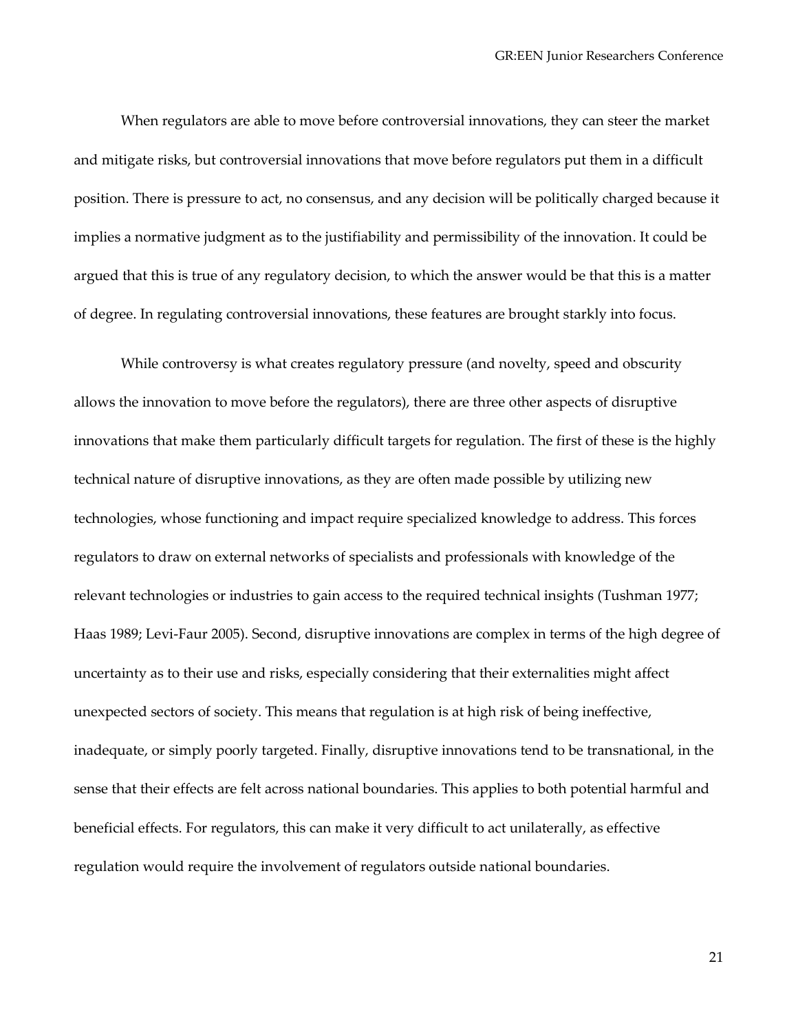When regulators are able to move before controversial innovations, they can steer the market and mitigate risks, but controversial innovations that move before regulators put them in a difficult position. There is pressure to act, no consensus, and any decision will be politically charged because it implies a normative judgment as to the justifiability and permissibility of the innovation. It could be argued that this is true of any regulatory decision, to which the answer would be that this is a matter of degree. In regulating controversial innovations, these features are brought starkly into focus.

While controversy is what creates regulatory pressure (and novelty, speed and obscurity allows the innovation to move before the regulators), there are three other aspects of disruptive innovations that make them particularly difficult targets for regulation. The first of these is the highly technical nature of disruptive innovations, as they are often made possible by utilizing new technologies, whose functioning and impact require specialized knowledge to address. This forces regulators to draw on external networks of specialists and professionals with knowledge of the relevant technologies or industries to gain access to the required technical insights (Tushman 1977; Haas 1989; Levi-Faur 2005). Second, disruptive innovations are complex in terms of the high degree of uncertainty as to their use and risks, especially considering that their externalities might affect unexpected sectors of society. This means that regulation is at high risk of being ineffective, inadequate, or simply poorly targeted. Finally, disruptive innovations tend to be transnational, in the sense that their effects are felt across national boundaries. This applies to both potential harmful and beneficial effects. For regulators, this can make it very difficult to act unilaterally, as effective regulation would require the involvement of regulators outside national boundaries.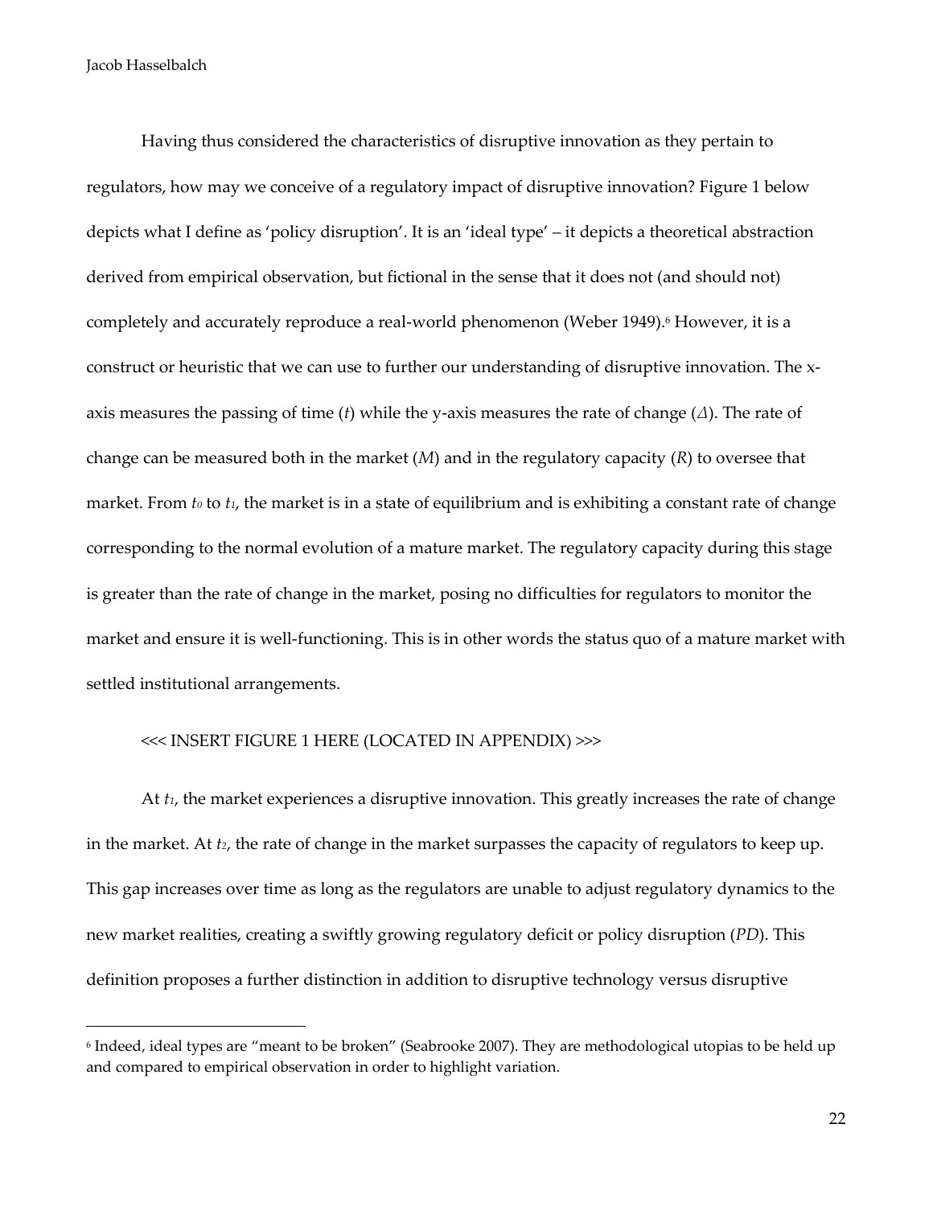Having thus considered the characteristics of disruptive innovation as they pertain to regulators, how may we conceive of a regulatory impact of disruptive innovation? Figure 1 below depicts what I define as 'policy disruption'. It is an 'ideal type' – it depicts a theoretical abstraction derived from empirical observation, but fictional in the sense that it does not (and should not) completely and accurately reproduce a real-world phenomenon (Weber 1949).[6] However, it is a construct or heuristic that we can use to further our understanding of disruptive innovation. The x-axis measures the passing of time ($t$) while the y-axis measures the rate of change ($\Delta$). The rate of change can be measured both in the market ($M$) and in the regulatory capacity ($R$) to oversee that market. From $t_0$ to $t_1$, the market is in a state of equilibrium and is exhibiting a constant rate of change corresponding to the normal evolution of a mature market. The regulatory capacity during this stage is greater than the rate of change in the market, posing no difficulties for regulators to monitor the market and ensure it is well-functioning. This is in other words the status quo of a mature market with settled institutional arrangements.

<<< INSERT FIGURE 1 HERE (LOCATED IN APPENDIX) >>>

At $t_1$, the market experiences a disruptive innovation. This greatly increases the rate of change in the market. At $t_2$, the rate of change in the market surpasses the capacity of regulators to keep up. This gap increases over time as long as the regulators are unable to adjust regulatory dynamics to the new market realities, creating a swiftly growing regulatory deficit or policy disruption (*PD*). This definition proposes a further distinction in addition to disruptive technology versus disruptive

---

[6] Indeed, ideal types are "meant to be broken" (Seabrooke 2007). They are methodological utopias to be held up and compared to empirical observation in order to highlight variation.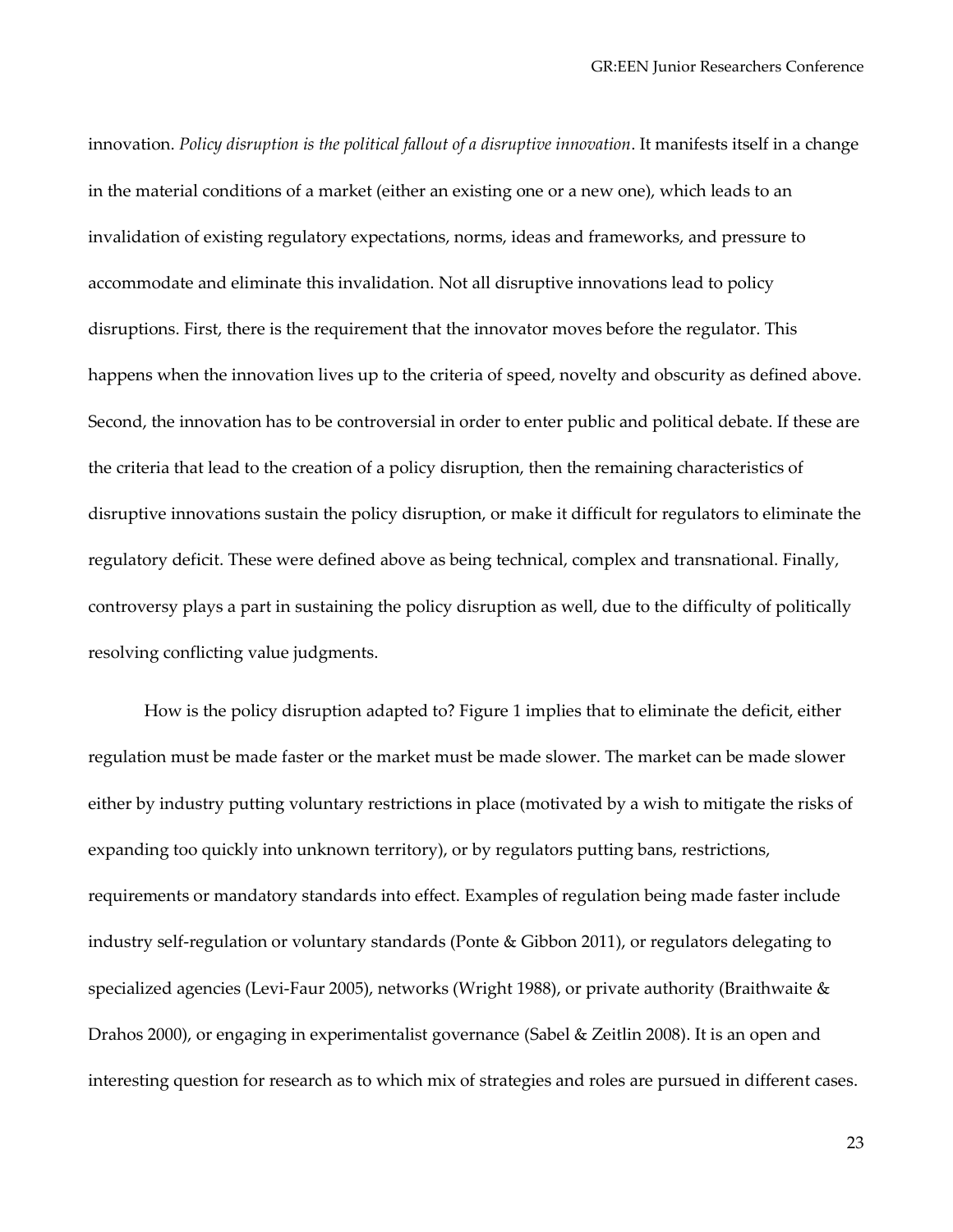innovation. *Policy disruption is the political fallout of a disruptive innovation*. It manifests itself in a change in the material conditions of a market (either an existing one or a new one), which leads to an invalidation of existing regulatory expectations, norms, ideas and frameworks, and pressure to accommodate and eliminate this invalidation. Not all disruptive innovations lead to policy disruptions. First, there is the requirement that the innovator moves before the regulator. This happens when the innovation lives up to the criteria of speed, novelty and obscurity as defined above. Second, the innovation has to be controversial in order to enter public and political debate. If these are the criteria that lead to the creation of a policy disruption, then the remaining characteristics of disruptive innovations sustain the policy disruption, or make it difficult for regulators to eliminate the regulatory deficit. These were defined above as being technical, complex and transnational. Finally, controversy plays a part in sustaining the policy disruption as well, due to the difficulty of politically resolving conflicting value judgments.

How is the policy disruption adapted to? Figure 1 implies that to eliminate the deficit, either regulation must be made faster or the market must be made slower. The market can be made slower either by industry putting voluntary restrictions in place (motivated by a wish to mitigate the risks of expanding too quickly into unknown territory), or by regulators putting bans, restrictions, requirements or mandatory standards into effect. Examples of regulation being made faster include industry self-regulation or voluntary standards (Ponte & Gibbon 2011), or regulators delegating to specialized agencies (Levi-Faur 2005), networks (Wright 1988), or private authority (Braithwaite & Drahos 2000), or engaging in experimentalist governance (Sabel & Zeitlin 2008). It is an open and interesting question for research as to which mix of strategies and roles are pursued in different cases.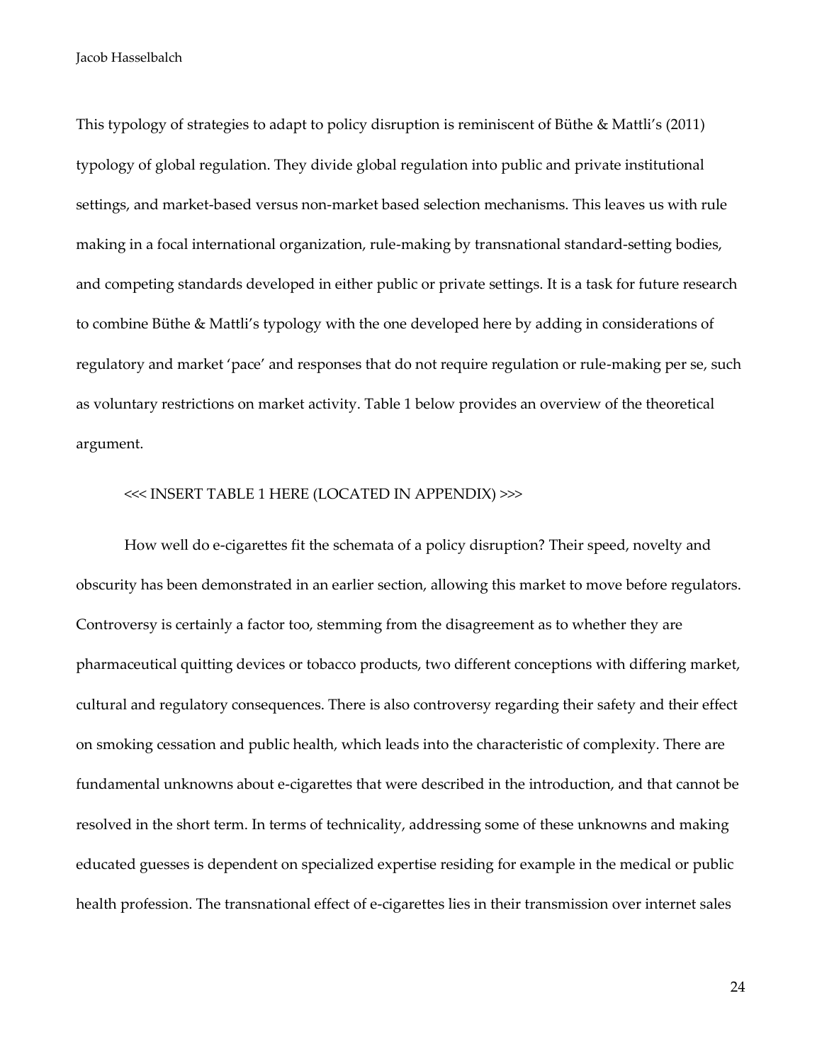This typology of strategies to adapt to policy disruption is reminiscent of Büthe & Mattli's (2011) typology of global regulation. They divide global regulation into public and private institutional settings, and market-based versus non-market based selection mechanisms. This leaves us with rule making in a focal international organization, rule-making by transnational standard-setting bodies, and competing standards developed in either public or private settings. It is a task for future research to combine Büthe & Mattli's typology with the one developed here by adding in considerations of regulatory and market 'pace' and responses that do not require regulation or rule-making per se, such as voluntary restrictions on market activity. Table 1 below provides an overview of the theoretical argument.

<<< INSERT TABLE 1 HERE (LOCATED IN APPENDIX) >>>

How well do e-cigarettes fit the schemata of a policy disruption? Their speed, novelty and obscurity has been demonstrated in an earlier section, allowing this market to move before regulators. Controversy is certainly a factor too, stemming from the disagreement as to whether they are pharmaceutical quitting devices or tobacco products, two different conceptions with differing market, cultural and regulatory consequences. There is also controversy regarding their safety and their effect on smoking cessation and public health, which leads into the characteristic of complexity. There are fundamental unknowns about e-cigarettes that were described in the introduction, and that cannot be resolved in the short term. In terms of technicality, addressing some of these unknowns and making educated guesses is dependent on specialized expertise residing for example in the medical or public health profession. The transnational effect of e-cigarettes lies in their transmission over internet sales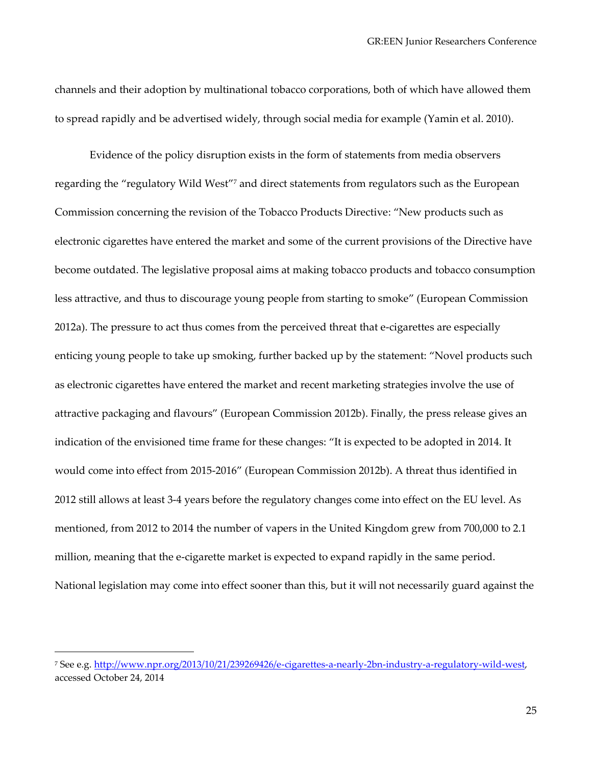channels and their adoption by multinational tobacco corporations, both of which have allowed them to spread rapidly and be advertised widely, through social media for example (Yamin et al. 2010).

Evidence of the policy disruption exists in the form of statements from media observers regarding the "regulatory Wild West"[7] and direct statements from regulators such as the European Commission concerning the revision of the Tobacco Products Directive: "New products such as electronic cigarettes have entered the market and some of the current provisions of the Directive have become outdated. The legislative proposal aims at making tobacco products and tobacco consumption less attractive, and thus to discourage young people from starting to smoke" (European Commission 2012a). The pressure to act thus comes from the perceived threat that e-cigarettes are especially enticing young people to take up smoking, further backed up by the statement: "Novel products such as electronic cigarettes have entered the market and recent marketing strategies involve the use of attractive packaging and flavours" (European Commission 2012b). Finally, the press release gives an indication of the envisioned time frame for these changes: "It is expected to be adopted in 2014. It would come into effect from 2015-2016" (European Commission 2012b). A threat thus identified in 2012 still allows at least 3-4 years before the regulatory changes come into effect on the EU level. As mentioned, from 2012 to 2014 the number of vapers in the United Kingdom grew from 700,000 to 2.1 million, meaning that the e-cigarette market is expected to expand rapidly in the same period. National legislation may come into effect sooner than this, but it will not necessarily guard against the

---

[7] See e.g. http://www.npr.org/2013/10/21/239269426/e-cigarettes-a-nearly-2bn-industry-a-regulatory-wild-west, accessed October 24, 2014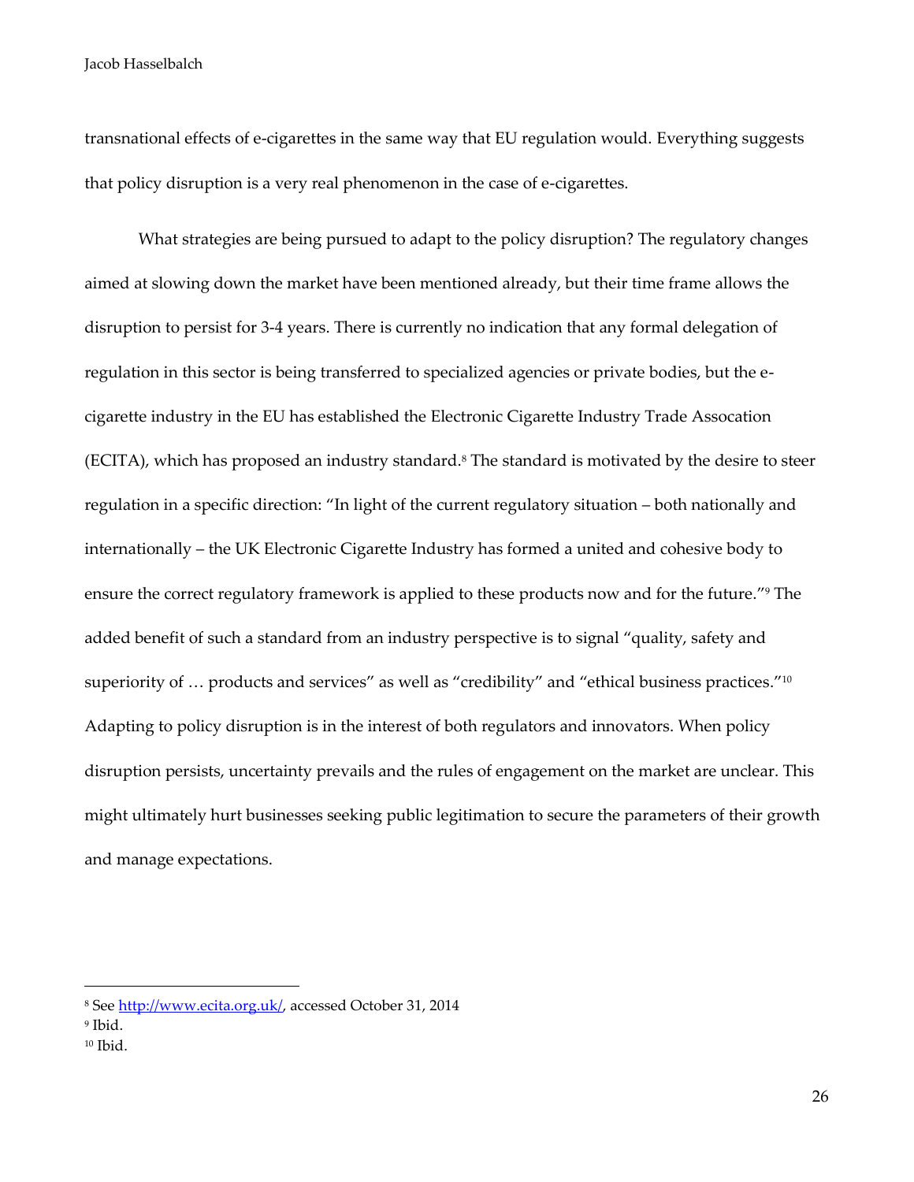transnational effects of e-cigarettes in the same way that EU regulation would. Everything suggests that policy disruption is a very real phenomenon in the case of e-cigarettes.

What strategies are being pursued to adapt to the policy disruption? The regulatory changes aimed at slowing down the market have been mentioned already, but their time frame allows the disruption to persist for 3-4 years. There is currently no indication that any formal delegation of regulation in this sector is being transferred to specialized agencies or private bodies, but the e-cigarette industry in the EU has established the Electronic Cigarette Industry Trade Assocation (ECITA), which has proposed an industry standard.[8] The standard is motivated by the desire to steer regulation in a specific direction: "In light of the current regulatory situation – both nationally and internationally – the UK Electronic Cigarette Industry has formed a united and cohesive body to ensure the correct regulatory framework is applied to these products now and for the future."[9] The added benefit of such a standard from an industry perspective is to signal "quality, safety and superiority of … products and services" as well as "credibility" and "ethical business practices."[10] Adapting to policy disruption is in the interest of both regulators and innovators. When policy disruption persists, uncertainty prevails and the rules of engagement on the market are unclear. This might ultimately hurt businesses seeking public legitimation to secure the parameters of their growth and manage expectations.

---

[8] See http://www.ecita.org.uk/, accessed October 31, 2014

[9] Ibid.

[10] Ibid.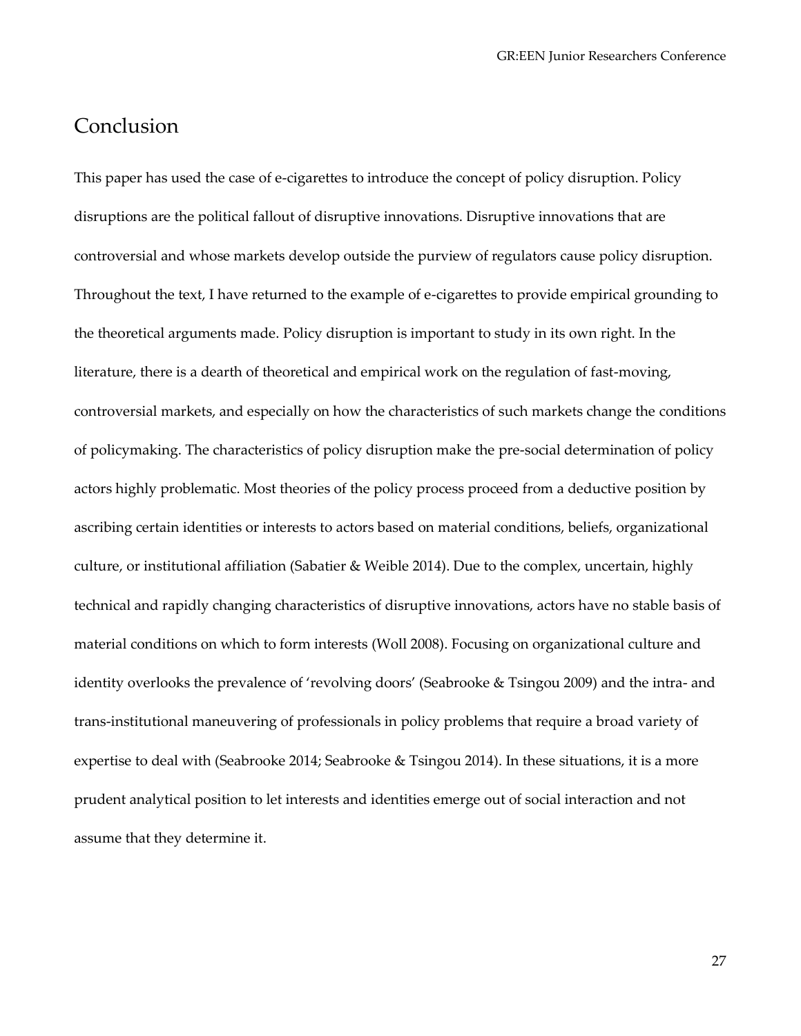## Conclusion

This paper has used the case of e-cigarettes to introduce the concept of policy disruption. Policy disruptions are the political fallout of disruptive innovations. Disruptive innovations that are controversial and whose markets develop outside the purview of regulators cause policy disruption. Throughout the text, I have returned to the example of e-cigarettes to provide empirical grounding to the theoretical arguments made. Policy disruption is important to study in its own right. In the literature, there is a dearth of theoretical and empirical work on the regulation of fast-moving, controversial markets, and especially on how the characteristics of such markets change the conditions of policymaking. The characteristics of policy disruption make the pre-social determination of policy actors highly problematic. Most theories of the policy process proceed from a deductive position by ascribing certain identities or interests to actors based on material conditions, beliefs, organizational culture, or institutional affiliation (Sabatier & Weible 2014). Due to the complex, uncertain, highly technical and rapidly changing characteristics of disruptive innovations, actors have no stable basis of material conditions on which to form interests (Woll 2008). Focusing on organizational culture and identity overlooks the prevalence of 'revolving doors' (Seabrooke & Tsingou 2009) and the intra- and trans-institutional maneuvering of professionals in policy problems that require a broad variety of expertise to deal with (Seabrooke 2014; Seabrooke & Tsingou 2014). In these situations, it is a more prudent analytical position to let interests and identities emerge out of social interaction and not assume that they determine it.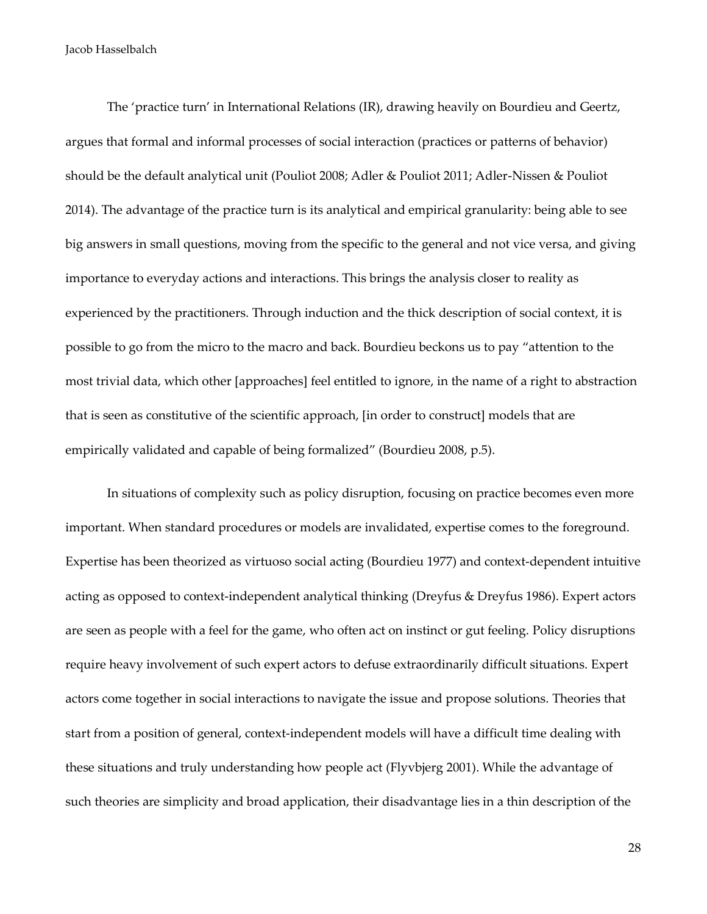The 'practice turn' in International Relations (IR), drawing heavily on Bourdieu and Geertz, argues that formal and informal processes of social interaction (practices or patterns of behavior) should be the default analytical unit (Pouliot 2008; Adler & Pouliot 2011; Adler-Nissen & Pouliot 2014). The advantage of the practice turn is its analytical and empirical granularity: being able to see big answers in small questions, moving from the specific to the general and not vice versa, and giving importance to everyday actions and interactions. This brings the analysis closer to reality as experienced by the practitioners. Through induction and the thick description of social context, it is possible to go from the micro to the macro and back. Bourdieu beckons us to pay "attention to the most trivial data, which other [approaches] feel entitled to ignore, in the name of a right to abstraction that is seen as constitutive of the scientific approach, [in order to construct] models that are empirically validated and capable of being formalized" (Bourdieu 2008, p.5).

In situations of complexity such as policy disruption, focusing on practice becomes even more important. When standard procedures or models are invalidated, expertise comes to the foreground. Expertise has been theorized as virtuoso social acting (Bourdieu 1977) and context-dependent intuitive acting as opposed to context-independent analytical thinking (Dreyfus & Dreyfus 1986). Expert actors are seen as people with a feel for the game, who often act on instinct or gut feeling. Policy disruptions require heavy involvement of such expert actors to defuse extraordinarily difficult situations. Expert actors come together in social interactions to navigate the issue and propose solutions. Theories that start from a position of general, context-independent models will have a difficult time dealing with these situations and truly understanding how people act (Flyvbjerg 2001). While the advantage of such theories are simplicity and broad application, their disadvantage lies in a thin description of the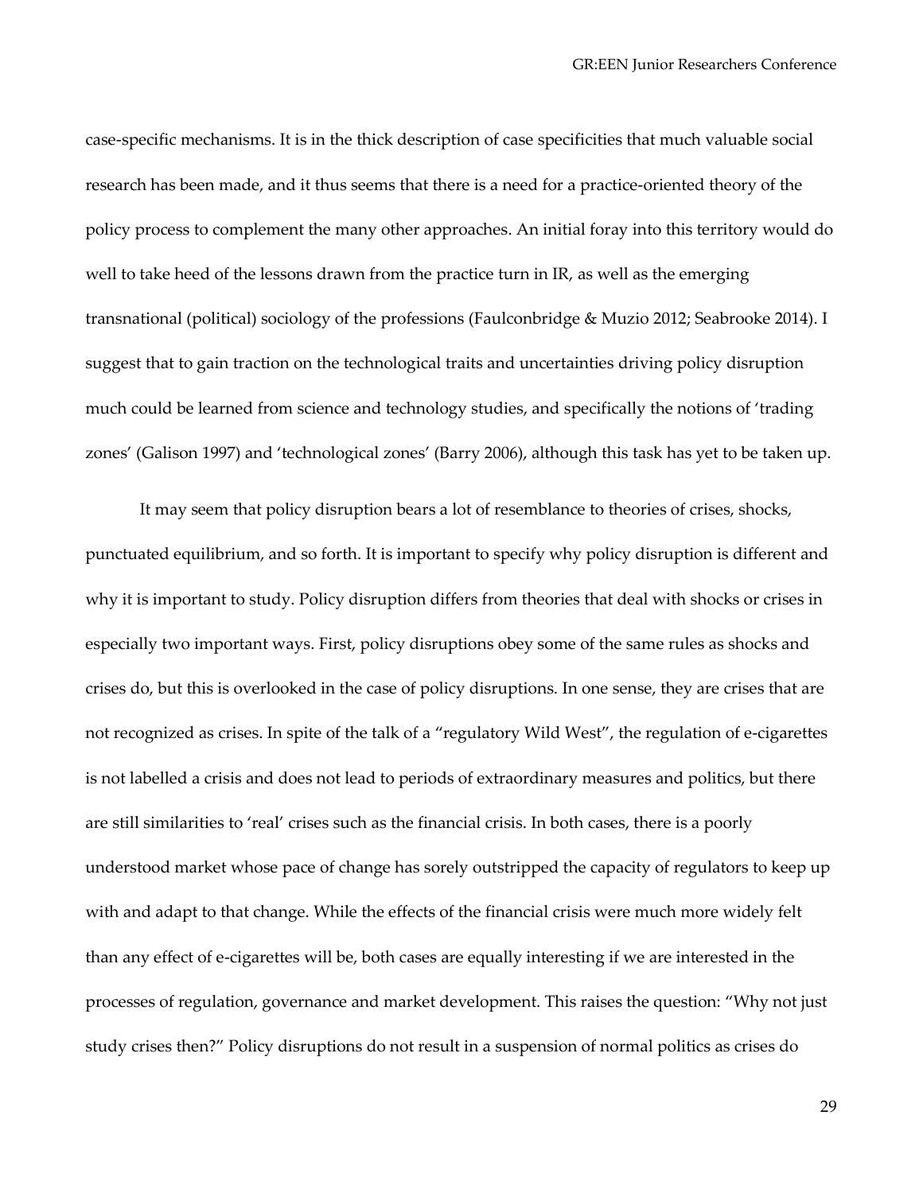case-specific mechanisms. It is in the thick description of case specificities that much valuable social research has been made, and it thus seems that there is a need for a practice-oriented theory of the policy process to complement the many other approaches. An initial foray into this territory would do well to take heed of the lessons drawn from the practice turn in IR, as well as the emerging transnational (political) sociology of the professions (Faulconbridge & Muzio 2012; Seabrooke 2014). I suggest that to gain traction on the technological traits and uncertainties driving policy disruption much could be learned from science and technology studies, and specifically the notions of 'trading zones' (Galison 1997) and 'technological zones' (Barry 2006), although this task has yet to be taken up.

It may seem that policy disruption bears a lot of resemblance to theories of crises, shocks, punctuated equilibrium, and so forth. It is important to specify why policy disruption is different and why it is important to study. Policy disruption differs from theories that deal with shocks or crises in especially two important ways. First, policy disruptions obey some of the same rules as shocks and crises do, but this is overlooked in the case of policy disruptions. In one sense, they are crises that are not recognized as crises. In spite of the talk of a "regulatory Wild West", the regulation of e-cigarettes is not labelled a crisis and does not lead to periods of extraordinary measures and politics, but there are still similarities to 'real' crises such as the financial crisis. In both cases, there is a poorly understood market whose pace of change has sorely outstripped the capacity of regulators to keep up with and adapt to that change. While the effects of the financial crisis were much more widely felt than any effect of e-cigarettes will be, both cases are equally interesting if we are interested in the processes of regulation, governance and market development. This raises the question: "Why not just study crises then?" Policy disruptions do not result in a suspension of normal politics as crises do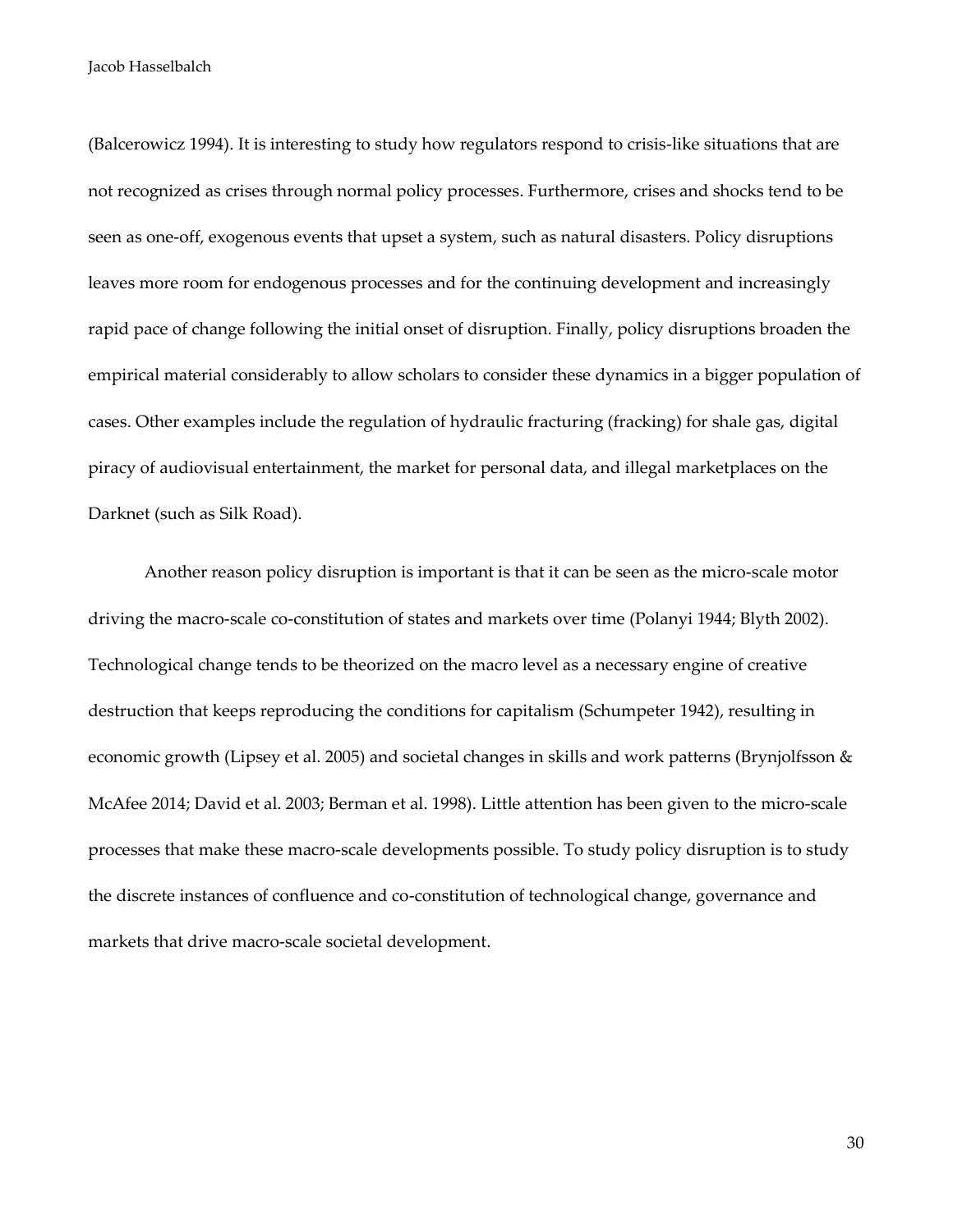(Balcerowicz 1994). It is interesting to study how regulators respond to crisis-like situations that are not recognized as crises through normal policy processes. Furthermore, crises and shocks tend to be seen as one-off, exogenous events that upset a system, such as natural disasters. Policy disruptions leaves more room for endogenous processes and for the continuing development and increasingly rapid pace of change following the initial onset of disruption. Finally, policy disruptions broaden the empirical material considerably to allow scholars to consider these dynamics in a bigger population of cases. Other examples include the regulation of hydraulic fracturing (fracking) for shale gas, digital piracy of audiovisual entertainment, the market for personal data, and illegal marketplaces on the Darknet (such as Silk Road).

Another reason policy disruption is important is that it can be seen as the micro-scale motor driving the macro-scale co-constitution of states and markets over time (Polanyi 1944; Blyth 2002). Technological change tends to be theorized on the macro level as a necessary engine of creative destruction that keeps reproducing the conditions for capitalism (Schumpeter 1942), resulting in economic growth (Lipsey et al. 2005) and societal changes in skills and work patterns (Brynjolfsson & McAfee 2014; David et al. 2003; Berman et al. 1998). Little attention has been given to the micro-scale processes that make these macro-scale developments possible. To study policy disruption is to study the discrete instances of confluence and co-constitution of technological change, governance and markets that drive macro-scale societal development.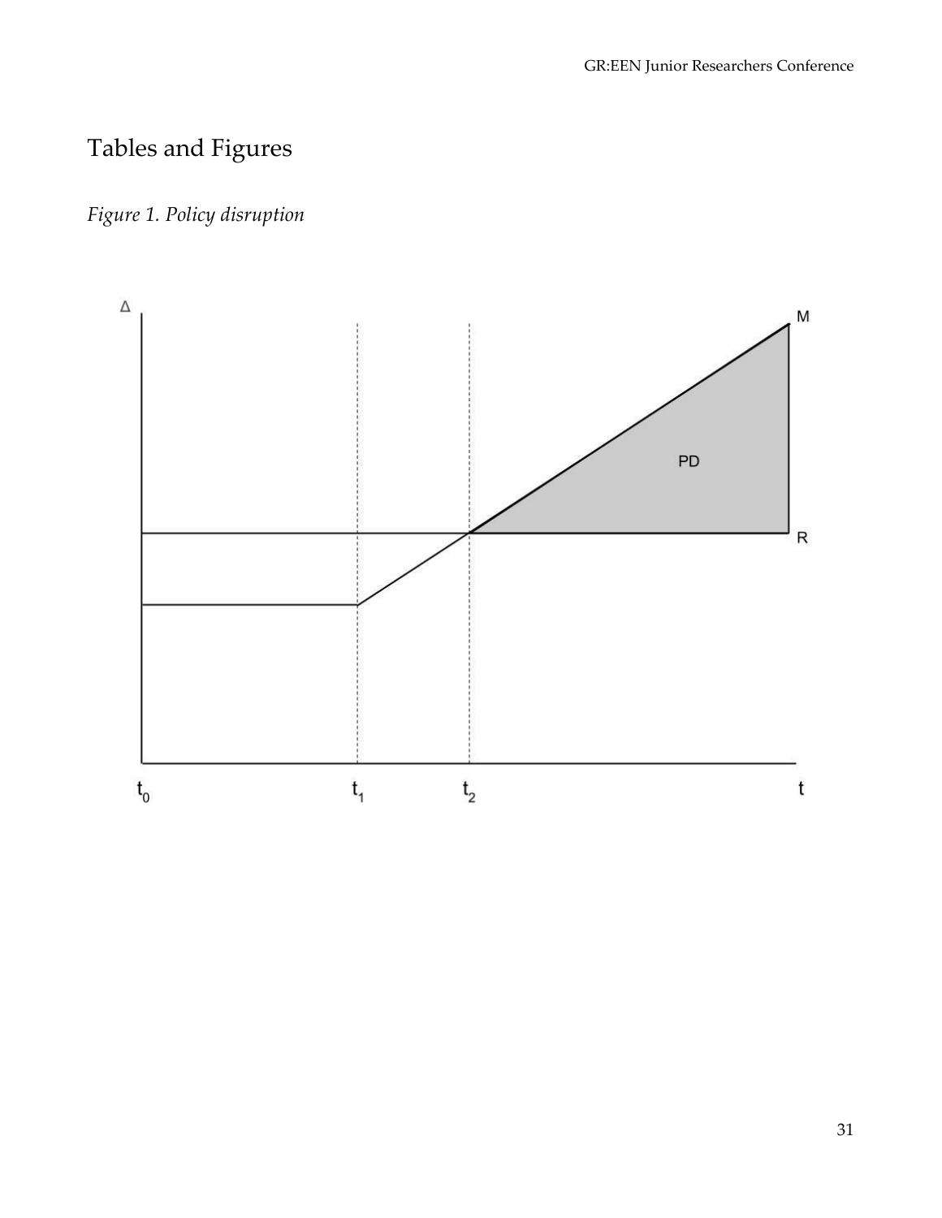# Tables and Figures

*Figure 1. Policy disruption*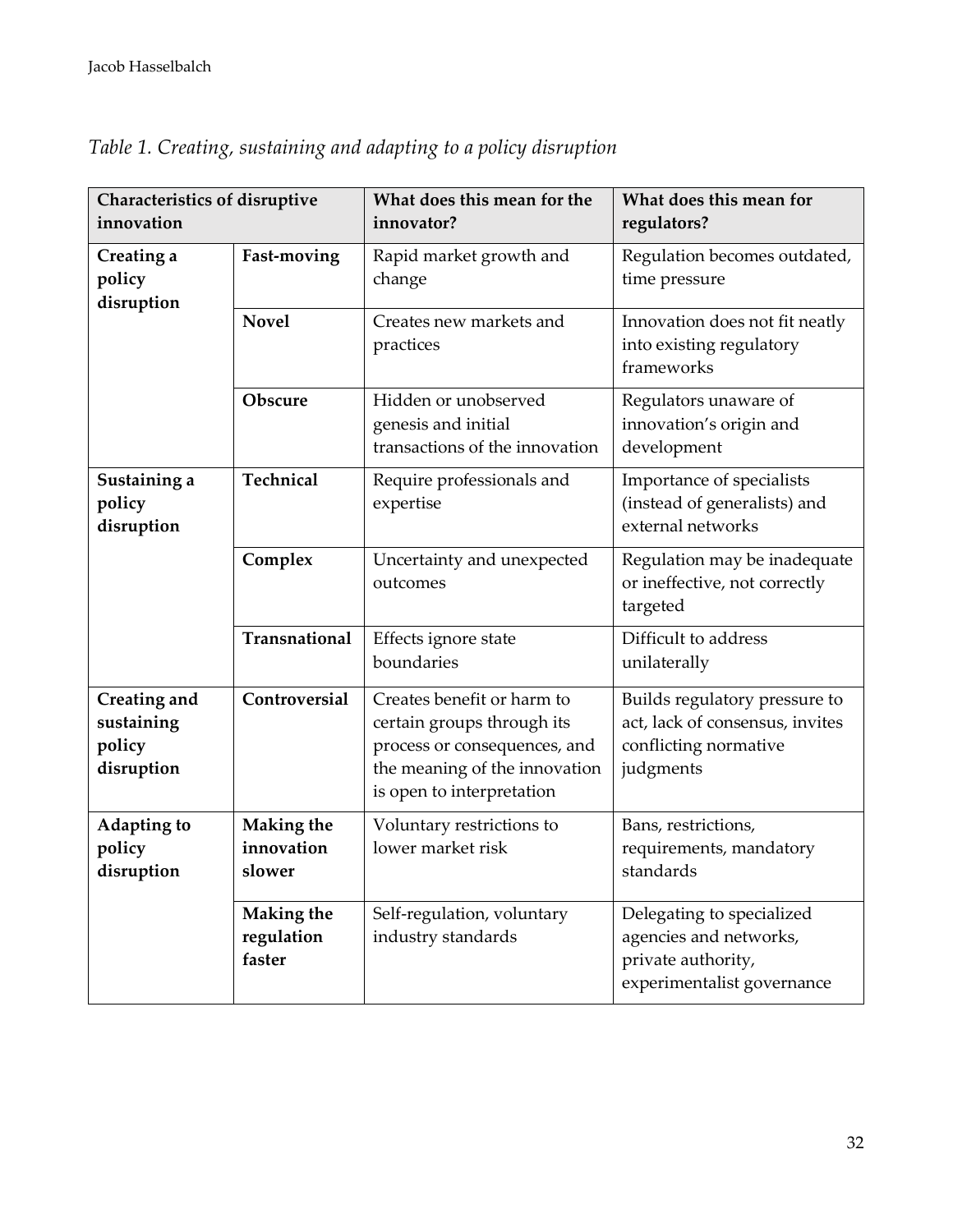*Table 1. Creating, sustaining and adapting to a policy disruption*

| **Characteristics of disruptive innovation** | | **What does this mean for the innovator?** | **What does this mean for regulators?** |
|---|---|---|---|
| **Creating a policy disruption** | **Fast-moving** | Rapid market growth and change | Regulation becomes outdated, time pressure |
| | **Novel** | Creates new markets and practices | Innovation does not fit neatly into existing regulatory frameworks |
| | **Obscure** | Hidden or unobserved genesis and initial transactions of the innovation | Regulators unaware of innovation's origin and development |
| **Sustaining a policy disruption** | **Technical** | Require professionals and expertise | Importance of specialists (instead of generalists) and external networks |
| | **Complex** | Uncertainty and unexpected outcomes | Regulation may be inadequate or ineffective, not correctly targeted |
| | **Transnational** | Effects ignore state boundaries | Difficult to address unilaterally |
| **Creating and sustaining policy disruption** | **Controversial** | Creates benefit or harm to certain groups through its process or consequences, and the meaning of the innovation is open to interpretation | Builds regulatory pressure to act, lack of consensus, invites conflicting normative judgments |
| **Adapting to policy disruption** | **Making the innovation slower** | Voluntary restrictions to lower market risk | Bans, restrictions, requirements, mandatory standards |
| | **Making the regulation faster** | Self-regulation, voluntary industry standards | Delegating to specialized agencies and networks, private authority, experimentalist governance |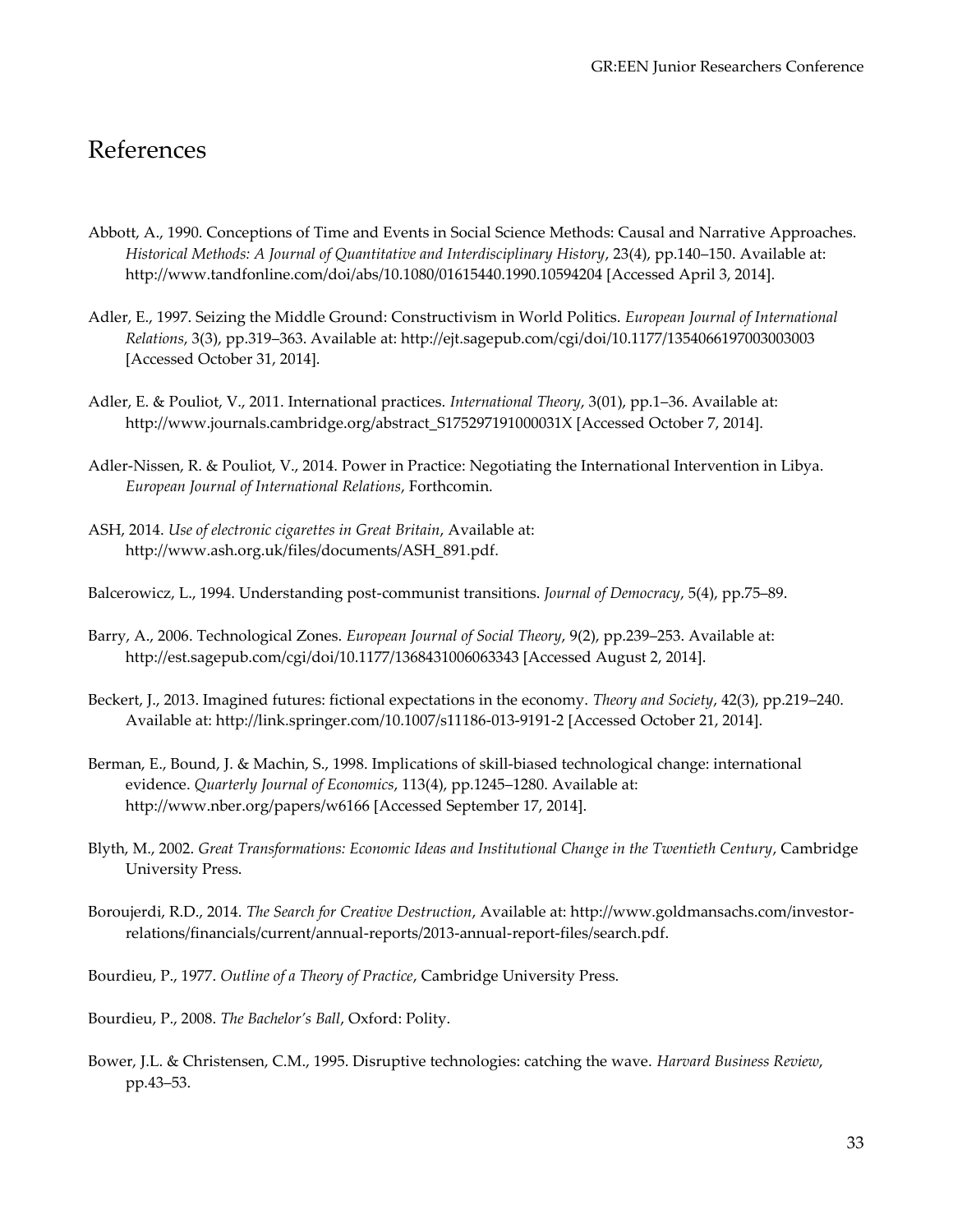# References

Abbott, A., 1990. Conceptions of Time and Events in Social Science Methods: Causal and Narrative Approaches. *Historical Methods: A Journal of Quantitative and Interdisciplinary History*, 23(4), pp.140–150. Available at: http://www.tandfonline.com/doi/abs/10.1080/01615440.1990.10594204 [Accessed April 3, 2014].

Adler, E., 1997. Seizing the Middle Ground: Constructivism in World Politics. *European Journal of International Relations*, 3(3), pp.319–363. Available at: http://ejt.sagepub.com/cgi/doi/10.1177/1354066197003003003 [Accessed October 31, 2014].

Adler, E. & Pouliot, V., 2011. International practices. *International Theory*, 3(01), pp.1–36. Available at: http://www.journals.cambridge.org/abstract_S175297191000031X [Accessed October 7, 2014].

Adler-Nissen, R. & Pouliot, V., 2014. Power in Practice: Negotiating the International Intervention in Libya. *European Journal of International Relations*, Forthcomin.

ASH, 2014. *Use of electronic cigarettes in Great Britain*, Available at: http://www.ash.org.uk/files/documents/ASH_891.pdf.

Balcerowicz, L., 1994. Understanding post-communist transitions. *Journal of Democracy*, 5(4), pp.75–89.

Barry, A., 2006. Technological Zones. *European Journal of Social Theory*, 9(2), pp.239–253. Available at: http://est.sagepub.com/cgi/doi/10.1177/1368431006063343 [Accessed August 2, 2014].

Beckert, J., 2013. Imagined futures: fictional expectations in the economy. *Theory and Society*, 42(3), pp.219–240. Available at: http://link.springer.com/10.1007/s11186-013-9191-2 [Accessed October 21, 2014].

Berman, E., Bound, J. & Machin, S., 1998. Implications of skill-biased technological change: international evidence. *Quarterly Journal of Economics*, 113(4), pp.1245–1280. Available at: http://www.nber.org/papers/w6166 [Accessed September 17, 2014].

Blyth, M., 2002. *Great Transformations: Economic Ideas and Institutional Change in the Twentieth Century*, Cambridge University Press.

Boroujerdi, R.D., 2014. *The Search for Creative Destruction*, Available at: http://www.goldmansachs.com/investor-relations/financials/current/annual-reports/2013-annual-report-files/search.pdf.

Bourdieu, P., 1977. *Outline of a Theory of Practice*, Cambridge University Press.

Bourdieu, P., 2008. *The Bachelor's Ball*, Oxford: Polity.

Bower, J.L. & Christensen, C.M., 1995. Disruptive technologies: catching the wave. *Harvard Business Review*, pp.43–53.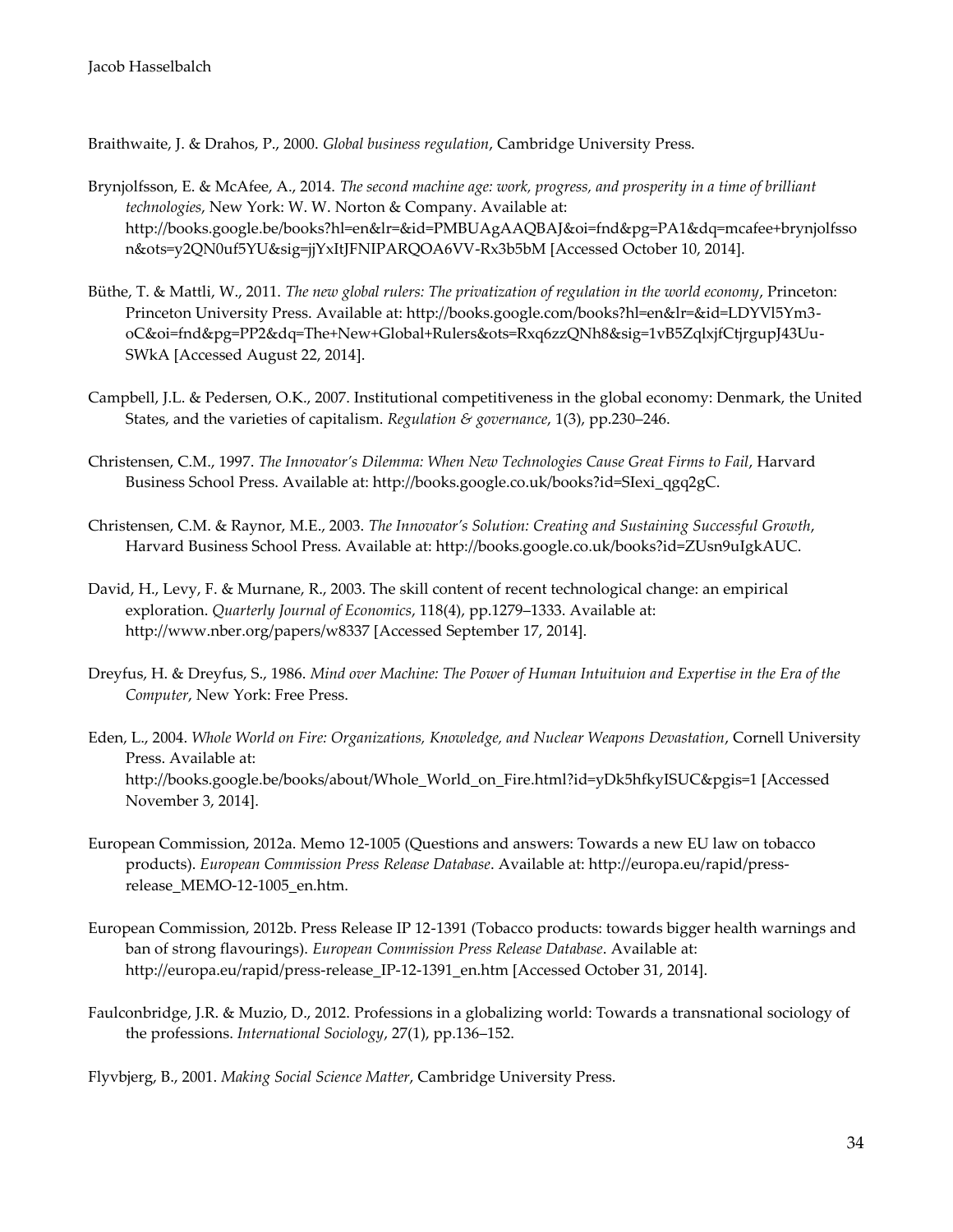Braithwaite, J. & Drahos, P., 2000. *Global business regulation*, Cambridge University Press.

Brynjolfsson, E. & McAfee, A., 2014. *The second machine age: work, progress, and prosperity in a time of brilliant technologies*, New York: W. W. Norton & Company. Available at: http://books.google.be/books?hl=en&lr=&id=PMBUAgAAQBAJ&oi=fnd&pg=PA1&dq=mcafee+brynjolfsson&ots=y2QN0uf5YU&sig=jjYxItJFNIPARQOA6VV-Rx3b5bM [Accessed October 10, 2014].

Büthe, T. & Mattli, W., 2011. *The new global rulers: The privatization of regulation in the world economy*, Princeton: Princeton University Press. Available at: http://books.google.com/books?hl=en&lr=&id=LDYVl5Ym3-oC&oi=fnd&pg=PP2&dq=The+New+Global+Rulers&ots=Rxq6zzQNh8&sig=1vB5ZqlxjfCtjrgupJ43Uu-SWkA [Accessed August 22, 2014].

Campbell, J.L. & Pedersen, O.K., 2007. Institutional competitiveness in the global economy: Denmark, the United States, and the varieties of capitalism. *Regulation & governance*, 1(3), pp.230–246.

Christensen, C.M., 1997. *The Innovator's Dilemma: When New Technologies Cause Great Firms to Fail*, Harvard Business School Press. Available at: http://books.google.co.uk/books?id=SIexi_qgq2gC.

Christensen, C.M. & Raynor, M.E., 2003. *The Innovator's Solution: Creating and Sustaining Successful Growth*, Harvard Business School Press. Available at: http://books.google.co.uk/books?id=ZUsn9uIgkAUC.

David, H., Levy, F. & Murnane, R., 2003. The skill content of recent technological change: an empirical exploration. *Quarterly Journal of Economics*, 118(4), pp.1279–1333. Available at: http://www.nber.org/papers/w8337 [Accessed September 17, 2014].

Dreyfus, H. & Dreyfus, S., 1986. *Mind over Machine: The Power of Human Intuituion and Expertise in the Era of the Computer*, New York: Free Press.

Eden, L., 2004. *Whole World on Fire: Organizations, Knowledge, and Nuclear Weapons Devastation*, Cornell University Press. Available at: http://books.google.be/books/about/Whole_World_on_Fire.html?id=yDk5hfkyISUC&pgis=1 [Accessed November 3, 2014].

European Commission, 2012a. Memo 12-1005 (Questions and answers: Towards a new EU law on tobacco products). *European Commission Press Release Database*. Available at: http://europa.eu/rapid/press-release_MEMO-12-1005_en.htm.

European Commission, 2012b. Press Release IP 12-1391 (Tobacco products: towards bigger health warnings and ban of strong flavourings). *European Commission Press Release Database*. Available at: http://europa.eu/rapid/press-release_IP-12-1391_en.htm [Accessed October 31, 2014].

Faulconbridge, J.R. & Muzio, D., 2012. Professions in a globalizing world: Towards a transnational sociology of the professions. *International Sociology*, 27(1), pp.136–152.

Flyvbjerg, B., 2001. *Making Social Science Matter*, Cambridge University Press.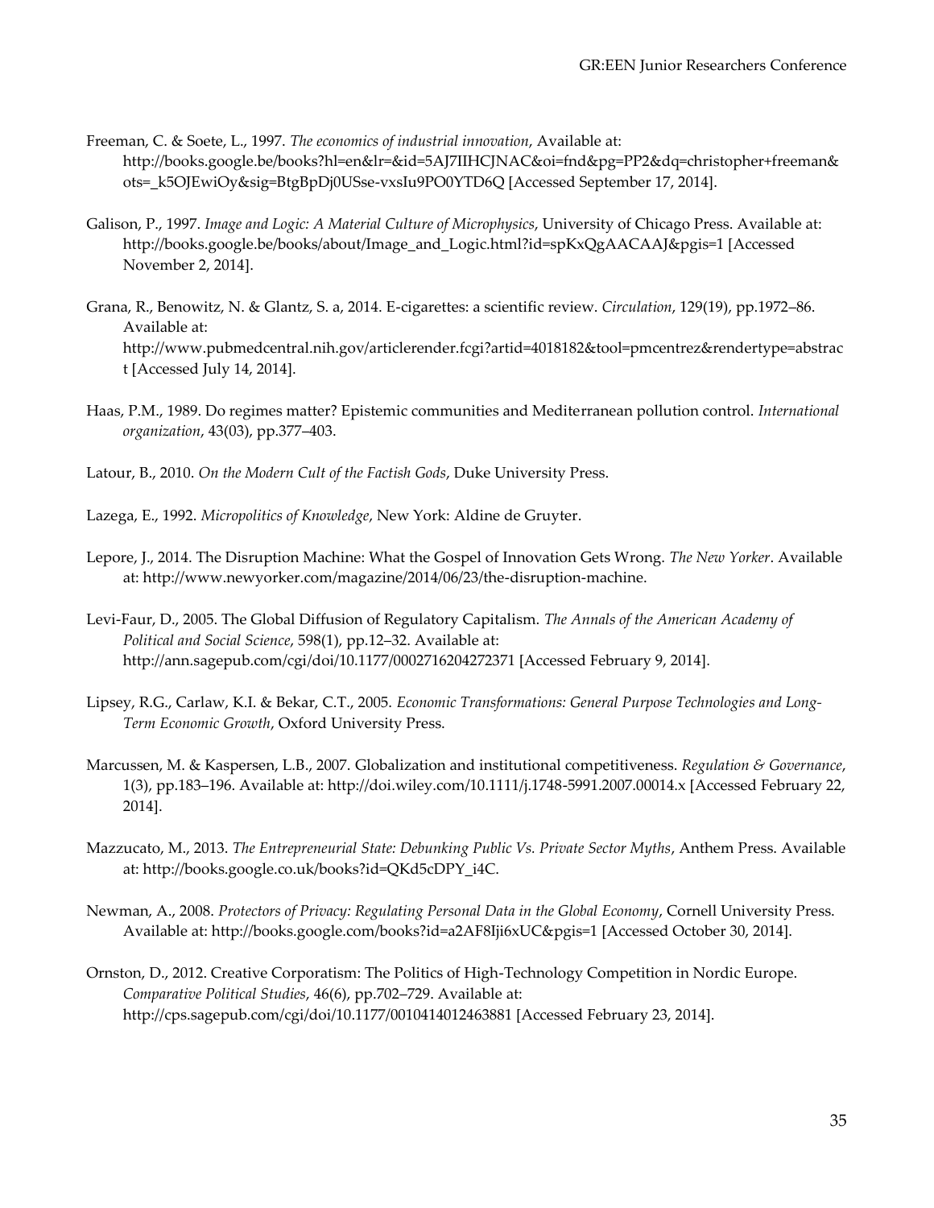Freeman, C. & Soete, L., 1997. *The economics of industrial innovation*, Available at: http://books.google.be/books?hl=en&lr=&id=5AJ7IIHCJNAC&oi=fnd&pg=PP2&dq=christopher+freeman&ots=_k5OJEwiOy&sig=BtgBpDj0USse-vxsIu9PO0YTD6Q [Accessed September 17, 2014].

Galison, P., 1997. *Image and Logic: A Material Culture of Microphysics*, University of Chicago Press. Available at: http://books.google.be/books/about/Image_and_Logic.html?id=spKxQgAACAAJ&pgis=1 [Accessed November 2, 2014].

Grana, R., Benowitz, N. & Glantz, S. a, 2014. E-cigarettes: a scientific review. *Circulation*, 129(19), pp.1972–86. Available at: http://www.pubmedcentral.nih.gov/articlerender.fcgi?artid=4018182&tool=pmcentrez&rendertype=abstract [Accessed July 14, 2014].

Haas, P.M., 1989. Do regimes matter? Epistemic communities and Mediterranean pollution control. *International organization*, 43(03), pp.377–403.

Latour, B., 2010. *On the Modern Cult of the Factish Gods*, Duke University Press.

Lazega, E., 1992. *Micropolitics of Knowledge*, New York: Aldine de Gruyter.

Lepore, J., 2014. The Disruption Machine: What the Gospel of Innovation Gets Wrong. *The New Yorker*. Available at: http://www.newyorker.com/magazine/2014/06/23/the-disruption-machine.

Levi-Faur, D., 2005. The Global Diffusion of Regulatory Capitalism. *The Annals of the American Academy of Political and Social Science*, 598(1), pp.12–32. Available at: http://ann.sagepub.com/cgi/doi/10.1177/0002716204272371 [Accessed February 9, 2014].

Lipsey, R.G., Carlaw, K.I. & Bekar, C.T., 2005. *Economic Transformations: General Purpose Technologies and Long-Term Economic Growth*, Oxford University Press.

Marcussen, M. & Kaspersen, L.B., 2007. Globalization and institutional competitiveness. *Regulation & Governance*, 1(3), pp.183–196. Available at: http://doi.wiley.com/10.1111/j.1748-5991.2007.00014.x [Accessed February 22, 2014].

Mazzucato, M., 2013. *The Entrepreneurial State: Debunking Public Vs. Private Sector Myths*, Anthem Press. Available at: http://books.google.co.uk/books?id=QKd5cDPY_i4C.

Newman, A., 2008. *Protectors of Privacy: Regulating Personal Data in the Global Economy*, Cornell University Press. Available at: http://books.google.com/books?id=a2AF8Iji6xUC&pgis=1 [Accessed October 30, 2014].

Ornston, D., 2012. Creative Corporatism: The Politics of High-Technology Competition in Nordic Europe. *Comparative Political Studies*, 46(6), pp.702–729. Available at: http://cps.sagepub.com/cgi/doi/10.1177/0010414012463881 [Accessed February 23, 2014].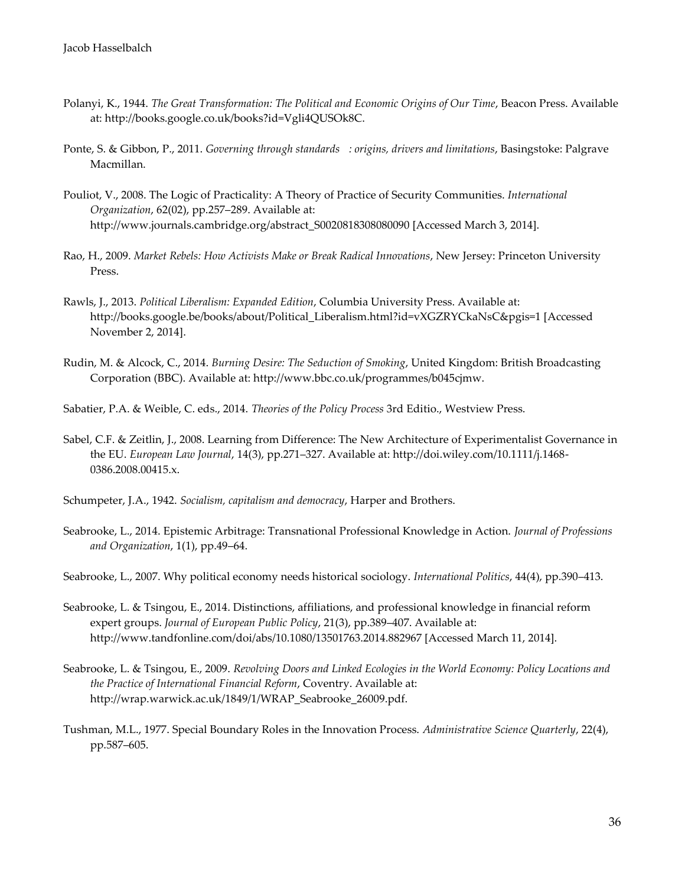Polanyi, K., 1944. *The Great Transformation: The Political and Economic Origins of Our Time*, Beacon Press. Available at: http://books.google.co.uk/books?id=Vgli4QUSOk8C.

Ponte, S. & Gibbon, P., 2011. *Governing through standards : origins, drivers and limitations*, Basingstoke: Palgrave Macmillan.

Pouliot, V., 2008. The Logic of Practicality: A Theory of Practice of Security Communities. *International Organization*, 62(02), pp.257–289. Available at: http://www.journals.cambridge.org/abstract_S0020818308080090 [Accessed March 3, 2014].

Rao, H., 2009. *Market Rebels: How Activists Make or Break Radical Innovations*, New Jersey: Princeton University Press.

Rawls, J., 2013. *Political Liberalism: Expanded Edition*, Columbia University Press. Available at: http://books.google.be/books/about/Political_Liberalism.html?id=vXGZRYCkaNsC&pgis=1 [Accessed November 2, 2014].

Rudin, M. & Alcock, C., 2014. *Burning Desire: The Seduction of Smoking*, United Kingdom: British Broadcasting Corporation (BBC). Available at: http://www.bbc.co.uk/programmes/b045cjmw.

Sabatier, P.A. & Weible, C. eds., 2014. *Theories of the Policy Process* 3rd Editio., Westview Press.

Sabel, C.F. & Zeitlin, J., 2008. Learning from Difference: The New Architecture of Experimentalist Governance in the EU. *European Law Journal*, 14(3), pp.271–327. Available at: http://doi.wiley.com/10.1111/j.1468-0386.2008.00415.x.

Schumpeter, J.A., 1942. *Socialism, capitalism and democracy*, Harper and Brothers.

Seabrooke, L., 2014. Epistemic Arbitrage: Transnational Professional Knowledge in Action. *Journal of Professions and Organization*, 1(1), pp.49–64.

Seabrooke, L., 2007. Why political economy needs historical sociology. *International Politics*, 44(4), pp.390–413.

Seabrooke, L. & Tsingou, E., 2014. Distinctions, affiliations, and professional knowledge in financial reform expert groups. *Journal of European Public Policy*, 21(3), pp.389–407. Available at: http://www.tandfonline.com/doi/abs/10.1080/13501763.2014.882967 [Accessed March 11, 2014].

Seabrooke, L. & Tsingou, E., 2009. *Revolving Doors and Linked Ecologies in the World Economy: Policy Locations and the Practice of International Financial Reform*, Coventry. Available at: http://wrap.warwick.ac.uk/1849/1/WRAP_Seabrooke_26009.pdf.

Tushman, M.L., 1977. Special Boundary Roles in the Innovation Process. *Administrative Science Quarterly*, 22(4), pp.587–605.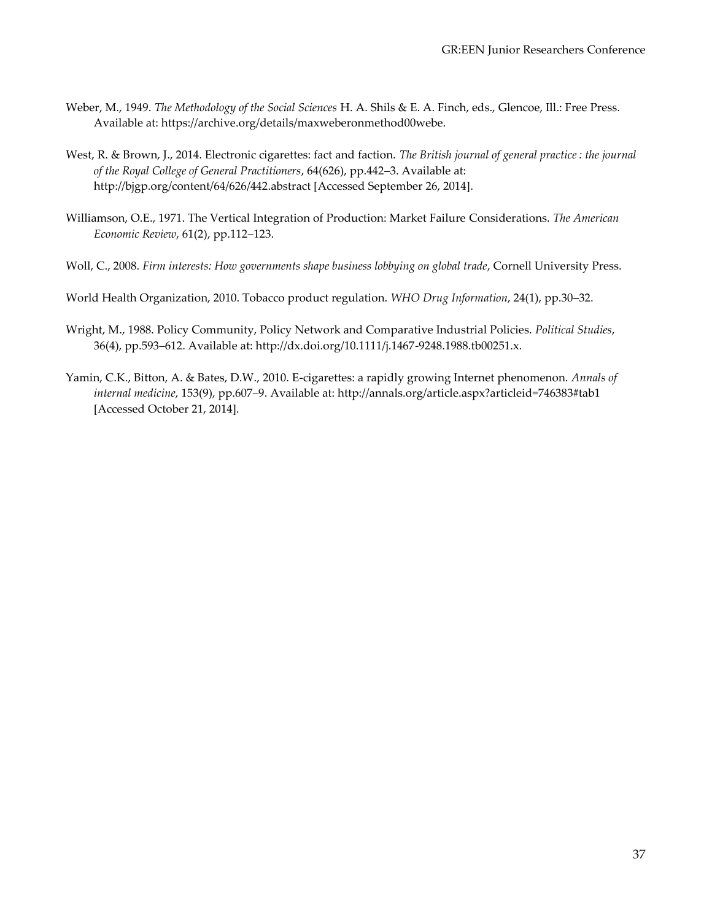Weber, M., 1949. *The Methodology of the Social Sciences* H. A. Shils & E. A. Finch, eds., Glencoe, Ill.: Free Press. Available at: https://archive.org/details/maxweberonmethod00webe.

West, R. & Brown, J., 2014. Electronic cigarettes: fact and faction. *The British journal of general practice : the journal of the Royal College of General Practitioners*, 64(626), pp.442–3. Available at: http://bjgp.org/content/64/626/442.abstract [Accessed September 26, 2014].

Williamson, O.E., 1971. The Vertical Integration of Production: Market Failure Considerations. *The American Economic Review*, 61(2), pp.112–123.

Woll, C., 2008. *Firm interests: How governments shape business lobbying on global trade*, Cornell University Press.

World Health Organization, 2010. Tobacco product regulation. *WHO Drug Information*, 24(1), pp.30–32.

Wright, M., 1988. Policy Community, Policy Network and Comparative Industrial Policies. *Political Studies*, 36(4), pp.593–612. Available at: http://dx.doi.org/10.1111/j.1467-9248.1988.tb00251.x.

Yamin, C.K., Bitton, A. & Bates, D.W., 2010. E-cigarettes: a rapidly growing Internet phenomenon. *Annals of internal medicine*, 153(9), pp.607–9. Available at: http://annals.org/article.aspx?articleid=746383#tab1 [Accessed October 21, 2014].